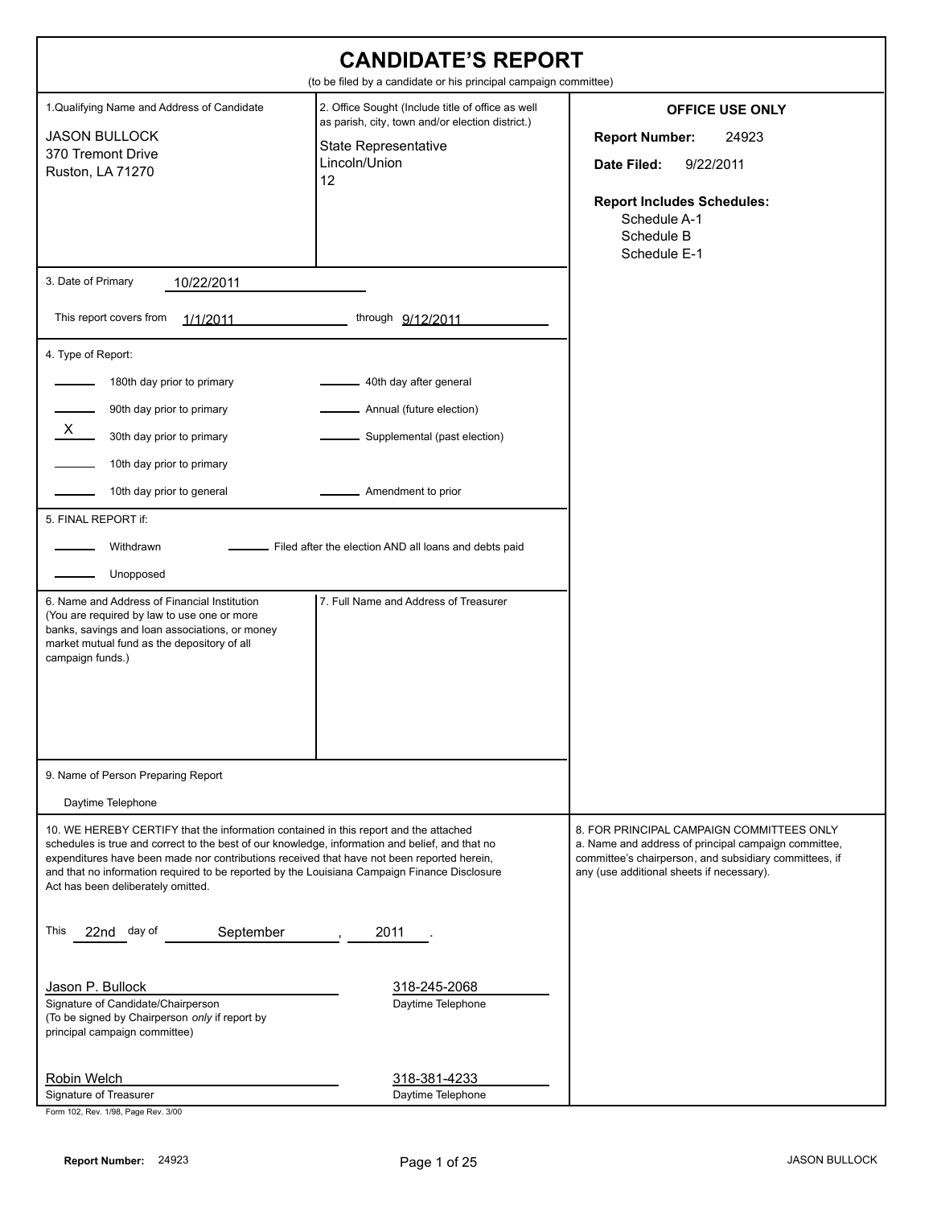# CANDIDATE'S REPORT

(to be filed by a candidate or his principal campaign committee)

**1. Qualifying Name and Address of Candidate**

JASON BULLOCK
370 Tremont Drive
Ruston, LA 71270

**2. Office Sought** (Include title of office as well as parish, city, town and/or election district.)

State Representative
Lincoln/Union
12

**OFFICE USE ONLY**

**Report Number:** 24923

**Date Filed:** 9/22/2011

**Report Includes Schedules:**

- Schedule A-1
- Schedule B
- Schedule E-1

**3. Date of Primary** 10/22/2011

This report covers from 1/1/2011 through 9/12/2011

**4. Type of Report:**

| | | | |
|---|---|---|---|
| ____ | 180th day prior to primary | ____ | 40th day after general |
| ____ | 90th day prior to primary | ____ | Annual (future election) |
| X | 30th day prior to primary | ____ | Supplemental (past election) |
| ____ | 10th day prior to primary | | |
| ____ | 10th day prior to general | ____ | Amendment to prior |

**5. FINAL REPORT if:**

____ Withdrawn ____ Filed after the election AND all loans and debts paid

____ Unopposed

**6. Name and Address of Financial Institution**
(You are required by law to use one or more banks, savings and loan associations, or money market mutual fund as the depository of all campaign funds.)

**7. Full Name and Address of Treasurer**

**8. FOR PRINCIPAL CAMPAIGN COMMITTEES ONLY**
a. Name and address of principal campaign committee, committee's chairperson, and subsidiary committees, if any (use additional sheets if necessary).

**9. Name of Person Preparing Report**

Daytime Telephone

**10.** WE HEREBY CERTIFY that the information contained in this report and the attached schedules is true and correct to the best of our knowledge, information and belief, and that no expenditures have been made nor contributions received that have not been reported herein, and that no information required to be reported by the Louisiana Campaign Finance Disclosure Act has been deliberately omitted.

This 22nd day of September, 2011.

Jason P. Bullock — 318-245-2068
Signature of Candidate/Chairperson — Daytime Telephone
(To be signed by Chairperson *only* if report by principal campaign committee)

Robin Welch — 318-381-4233
Signature of Treasurer — Daytime Telephone

Form 102, Rev. 1/98, Page Rev. 3/00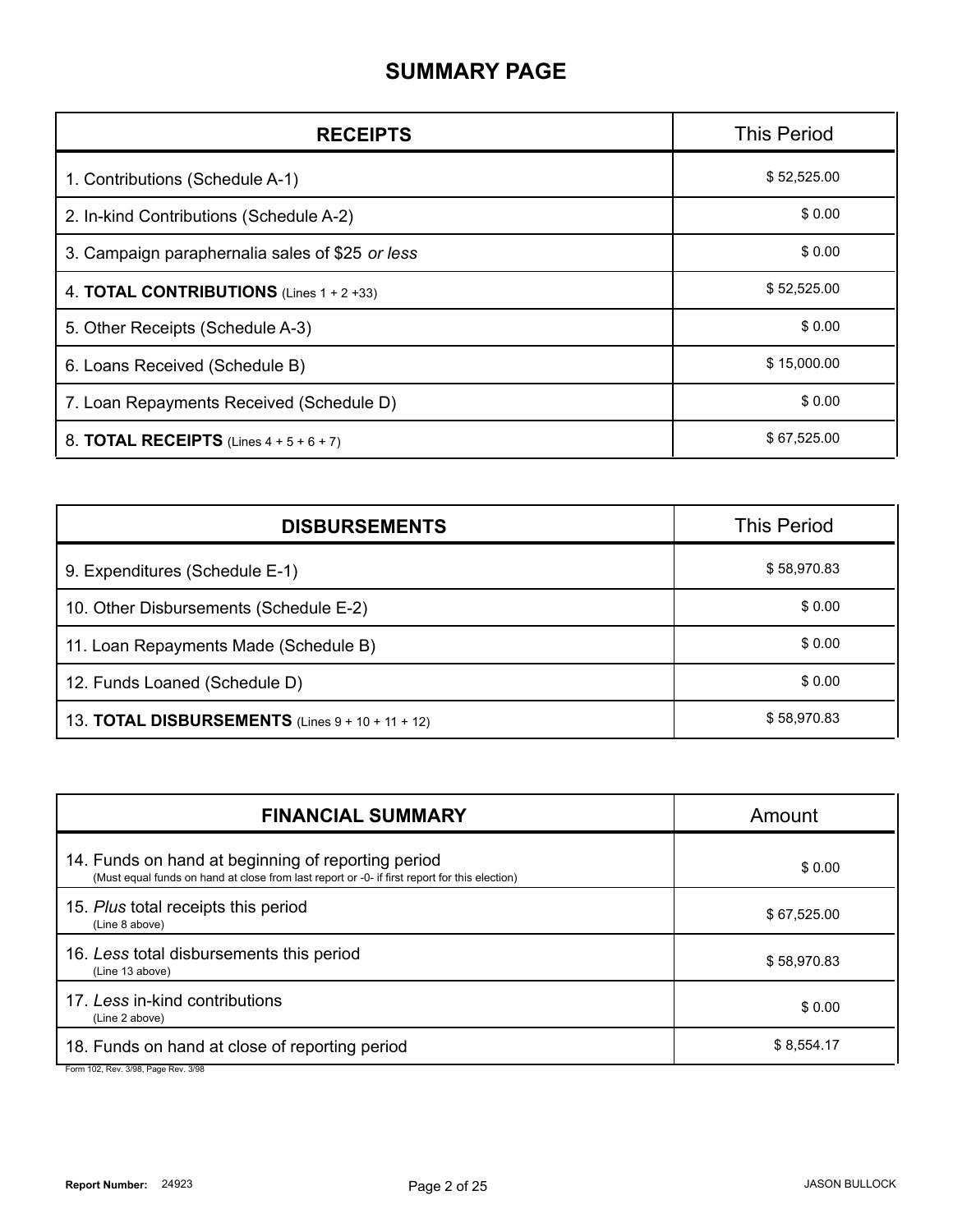# SUMMARY PAGE

| RECEIPTS | This Period |
|---|---|
| 1. Contributions (Schedule A-1) | $ 52,525.00 |
| 2. In-kind Contributions (Schedule A-2) | $ 0.00 |
| 3. Campaign paraphernalia sales of $25 *or less* | $ 0.00 |
| 4. **TOTAL CONTRIBUTIONS** (Lines 1 + 2 +33) | $ 52,525.00 |
| 5. Other Receipts (Schedule A-3) | $ 0.00 |
| 6. Loans Received (Schedule B) | $ 15,000.00 |
| 7. Loan Repayments Received (Schedule D) | $ 0.00 |
| 8. **TOTAL RECEIPTS** (Lines 4 + 5 + 6 + 7) | $ 67,525.00 |

| DISBURSEMENTS | This Period |
|---|---|
| 9. Expenditures (Schedule E-1) | $ 58,970.83 |
| 10. Other Disbursements (Schedule E-2) | $ 0.00 |
| 11. Loan Repayments Made (Schedule B) | $ 0.00 |
| 12. Funds Loaned (Schedule D) | $ 0.00 |
| 13. **TOTAL DISBURSEMENTS** (Lines 9 + 10 + 11 + 12) | $ 58,970.83 |

| FINANCIAL SUMMARY | Amount |
|---|---|
| 14. Funds on hand at beginning of reporting period (Must equal funds on hand at close from last report or -0- if first report for this election) | $ 0.00 |
| 15. *Plus* total receipts this period (Line 8 above) | $ 67,525.00 |
| 16. *Less* total disbursements this period (Line 13 above) | $ 58,970.83 |
| 17. *Less* in-kind contributions (Line 2 above) | $ 0.00 |
| 18. Funds on hand at close of reporting period | $ 8,554.17 |

Form 102, Rev. 3/98, Page Rev. 3/98

**Report Number:** 24923

JASON BULLOCK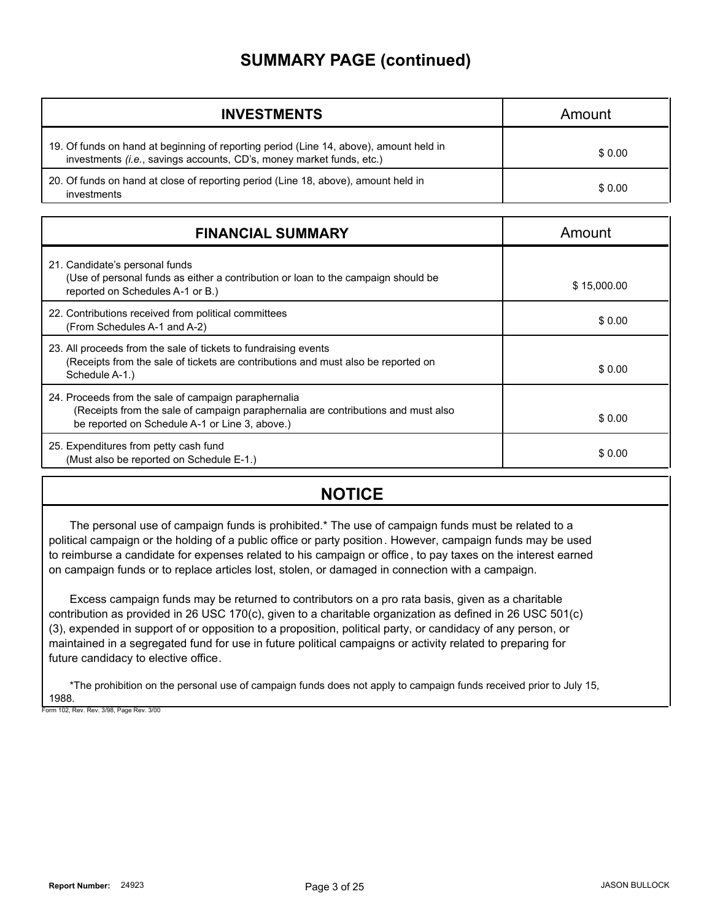# SUMMARY PAGE (continued)

| INVESTMENTS | Amount |
|---|---|
| 19. Of funds on hand at beginning of reporting period (Line 14, above), amount held in investments (*i.e.*, savings accounts, CD's, money market funds, etc.) | $ 0.00 |
| 20. Of funds on hand at close of reporting period (Line 18, above), amount held in investments | $ 0.00 |

| FINANCIAL SUMMARY | Amount |
|---|---|
| 21. Candidate's personal funds (Use of personal funds as either a contribution or loan to the campaign should be reported on Schedules A-1 or B.) | $ 15,000.00 |
| 22. Contributions received from political committees (From Schedules A-1 and A-2) | $ 0.00 |
| 23. All proceeds from the sale of tickets to fundraising events (Receipts from the sale of tickets are contributions and must also be reported on Schedule A-1.) | $ 0.00 |
| 24. Proceeds from the sale of campaign paraphernalia (Receipts from the sale of campaign paraphernalia are contributions and must also be reported on Schedule A-1 or Line 3, above.) | $ 0.00 |
| 25. Expenditures from petty cash fund (Must also be reported on Schedule E-1.) | $ 0.00 |

## NOTICE

The personal use of campaign funds is prohibited.* The use of campaign funds must be related to a political campaign or the holding of a public office or party position. However, campaign funds may be used to reimburse a candidate for expenses related to his campaign or office, to pay taxes on the interest earned on campaign funds or to replace articles lost, stolen, or damaged in connection with a campaign.

Excess campaign funds may be returned to contributors on a pro rata basis, given as a charitable contribution as provided in 26 USC 170(c), given to a charitable organization as defined in 26 USC 501(c)(3), expended in support of or opposition to a proposition, political party, or candidacy of any person, or maintained in a segregated fund for use in future political campaigns or activity related to preparing for future candidacy to elective office.

*The prohibition on the personal use of campaign funds does not apply to campaign funds received prior to July 15, 1988.

Form 102, Rev. Rev. 3/98, Page Rev. 3/00

Report Number: 24923

JASON BULLOCK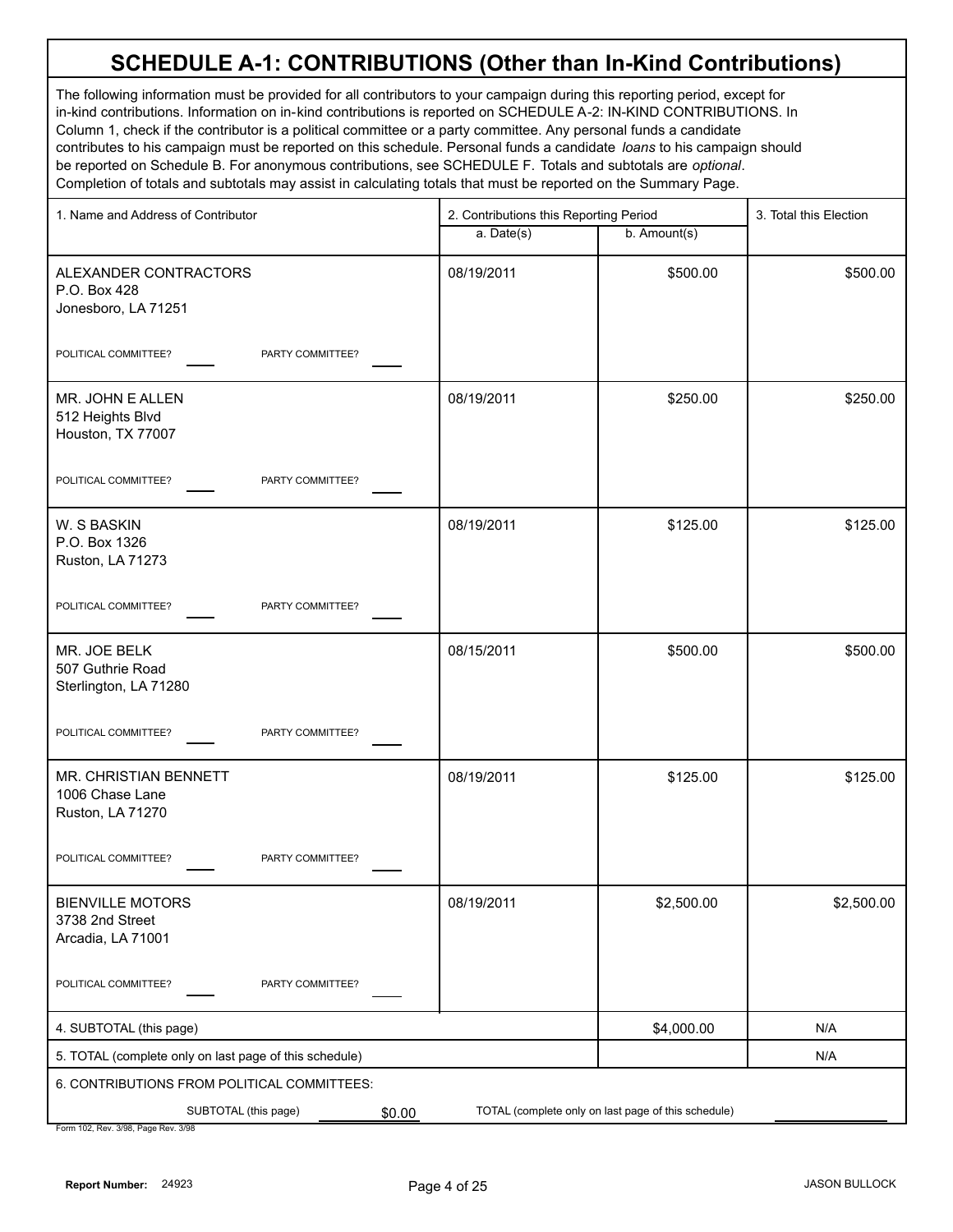# SCHEDULE A-1: CONTRIBUTIONS (Other than In-Kind Contributions)

The following information must be provided for all contributors to your campaign during this reporting period, except for in-kind contributions. Information on in-kind contributions is reported on SCHEDULE A-2: IN-KIND CONTRIBUTIONS. In Column 1, check if the contributor is a political committee or a party committee. Any personal funds a candidate contributes to his campaign must be reported on this schedule. Personal funds a candidate *loans* to his campaign should be reported on Schedule B. For anonymous contributions, see SCHEDULE F. Totals and subtotals are *optional*. Completion of totals and subtotals may assist in calculating totals that must be reported on the Summary Page.

| 1. Name and Address of Contributor | 2. Contributions this Reporting Period | | 3. Total this Election |
|---|---|---|---|
| | a. Date(s) | b. Amount(s) | |
| ALEXANDER CONTRACTORS<br>P.O. Box 428<br>Jonesboro, LA 71251<br>POLITICAL COMMITTEE? ___ PARTY COMMITTEE? ___ | 08/19/2011 | $500.00 | $500.00 |
| MR. JOHN E ALLEN<br>512 Heights Blvd<br>Houston, TX 77007<br>POLITICAL COMMITTEE? ___ PARTY COMMITTEE? ___ | 08/19/2011 | $250.00 | $250.00 |
| W. S BASKIN<br>P.O. Box 1326<br>Ruston, LA 71273<br>POLITICAL COMMITTEE? ___ PARTY COMMITTEE? ___ | 08/19/2011 | $125.00 | $125.00 |
| MR. JOE BELK<br>507 Guthrie Road<br>Sterlington, LA 71280<br>POLITICAL COMMITTEE? ___ PARTY COMMITTEE? ___ | 08/15/2011 | $500.00 | $500.00 |
| MR. CHRISTIAN BENNETT<br>1006 Chase Lane<br>Ruston, LA 71270<br>POLITICAL COMMITTEE? ___ PARTY COMMITTEE? ___ | 08/19/2011 | $125.00 | $125.00 |
| BIENVILLE MOTORS<br>3738 2nd Street<br>Arcadia, LA 71001<br>POLITICAL COMMITTEE? ___ PARTY COMMITTEE? ___ | 08/19/2011 | $2,500.00 | $2,500.00 |
| 4. SUBTOTAL (this page) | | $4,000.00 | N/A |
| 5. TOTAL (complete only on last page of this schedule) | | | N/A |

6. CONTRIBUTIONS FROM POLITICAL COMMITTEES:

SUBTOTAL (this page) $0.00 TOTAL (complete only on last page of this schedule) ______

Form 102, Rev. 3/98, Page Rev. 3/98

**Report Number:** 24923 JASON BULLOCK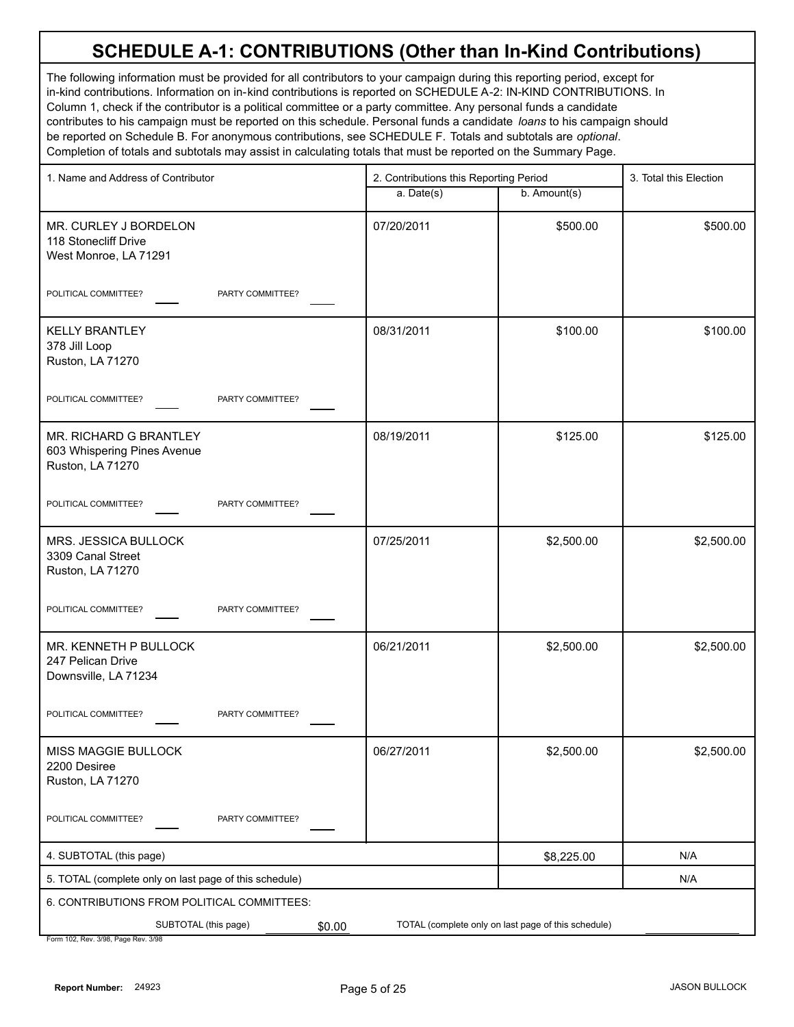# SCHEDULE A-1: CONTRIBUTIONS (Other than In-Kind Contributions)

The following information must be provided for all contributors to your campaign during this reporting period, except for in-kind contributions. Information on in-kind contributions is reported on SCHEDULE A-2: IN-KIND CONTRIBUTIONS. In Column 1, check if the contributor is a political committee or a party committee. Any personal funds a candidate contributes to his campaign must be reported on this schedule. Personal funds a candidate *loans* to his campaign should be reported on Schedule B. For anonymous contributions, see SCHEDULE F. Totals and subtotals are *optional*. Completion of totals and subtotals may assist in calculating totals that must be reported on the Summary Page.

| 1. Name and Address of Contributor | 2. Contributions this Reporting Period | | 3. Total this Election |
|---|---|---|---|
| | a. Date(s) | b. Amount(s) | |
| MR. CURLEY J BORDELON<br>118 Stonecliff Drive<br>West Monroe, LA 71291<br>POLITICAL COMMITTEE? ____ PARTY COMMITTEE? ____ | 07/20/2011 | $500.00 | $500.00 |
| KELLY BRANTLEY<br>378 Jill Loop<br>Ruston, LA 71270<br>POLITICAL COMMITTEE? ____ PARTY COMMITTEE? ____ | 08/31/2011 | $100.00 | $100.00 |
| MR. RICHARD G BRANTLEY<br>603 Whispering Pines Avenue<br>Ruston, LA 71270<br>POLITICAL COMMITTEE? ____ PARTY COMMITTEE? ____ | 08/19/2011 | $125.00 | $125.00 |
| MRS. JESSICA BULLOCK<br>3309 Canal Street<br>Ruston, LA 71270<br>POLITICAL COMMITTEE? ____ PARTY COMMITTEE? ____ | 07/25/2011 | $2,500.00 | $2,500.00 |
| MR. KENNETH P BULLOCK<br>247 Pelican Drive<br>Downsville, LA 71234<br>POLITICAL COMMITTEE? ____ PARTY COMMITTEE? ____ | 06/21/2011 | $2,500.00 | $2,500.00 |
| MISS MAGGIE BULLOCK<br>2200 Desiree<br>Ruston, LA 71270<br>POLITICAL COMMITTEE? ____ PARTY COMMITTEE? ____ | 06/27/2011 | $2,500.00 | $2,500.00 |
| 4. SUBTOTAL (this page) | | $8,225.00 | N/A |
| 5. TOTAL (complete only on last page of this schedule) | | | N/A |

6. CONTRIBUTIONS FROM POLITICAL COMMITTEES:

SUBTOTAL (this page) $0.00 TOTAL (complete only on last page of this schedule) ________

Form 102, Rev. 3/98, Page Rev. 3/98

Report Number: 24923 JASON BULLOCK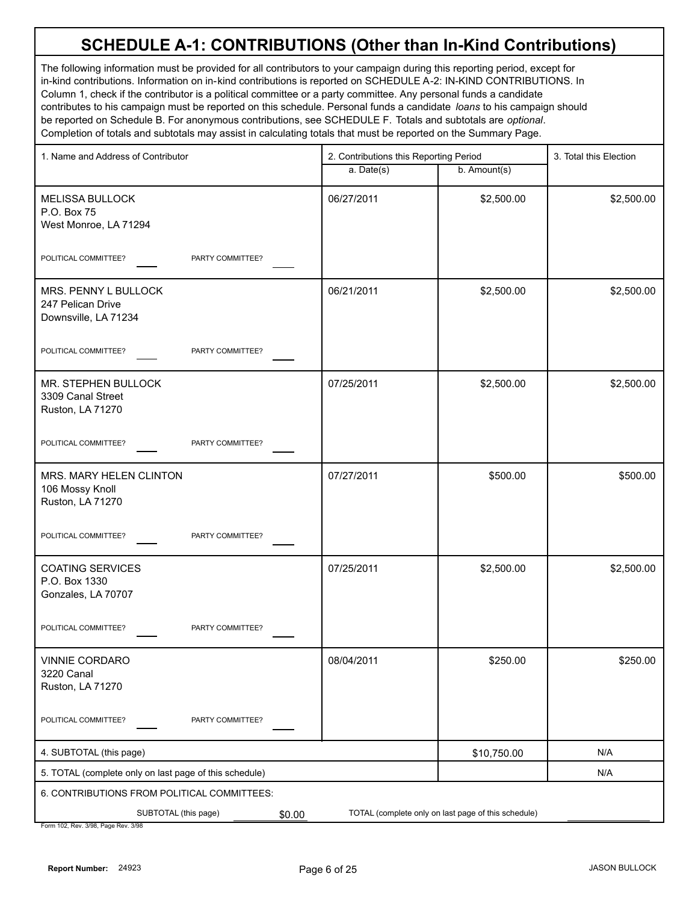# SCHEDULE A-1: CONTRIBUTIONS (Other than In-Kind Contributions)

The following information must be provided for all contributors to your campaign during this reporting period, except for in-kind contributions. Information on in-kind contributions is reported on SCHEDULE A-2: IN-KIND CONTRIBUTIONS. In Column 1, check if the contributor is a political committee or a party committee. Any personal funds a candidate contributes to his campaign must be reported on this schedule. Personal funds a candidate *loans* to his campaign should be reported on Schedule B. For anonymous contributions, see SCHEDULE F. Totals and subtotals are *optional*. Completion of totals and subtotals may assist in calculating totals that must be reported on the Summary Page.

| 1. Name and Address of Contributor | 2. Contributions this Reporting Period | | 3. Total this Election |
|---|---|---|---|
| | a. Date(s) | b. Amount(s) | |
| MELISSA BULLOCK<br>P.O. Box 75<br>West Monroe, LA 71294<br>POLITICAL COMMITTEE? ___ PARTY COMMITTEE? ___ | 06/27/2011 | $2,500.00 | $2,500.00 |
| MRS. PENNY L BULLOCK<br>247 Pelican Drive<br>Downsville, LA 71234<br>POLITICAL COMMITTEE? ___ PARTY COMMITTEE? ___ | 06/21/2011 | $2,500.00 | $2,500.00 |
| MR. STEPHEN BULLOCK<br>3309 Canal Street<br>Ruston, LA 71270<br>POLITICAL COMMITTEE? ___ PARTY COMMITTEE? ___ | 07/25/2011 | $2,500.00 | $2,500.00 |
| MRS. MARY HELEN CLINTON<br>106 Mossy Knoll<br>Ruston, LA 71270<br>POLITICAL COMMITTEE? ___ PARTY COMMITTEE? ___ | 07/27/2011 | $500.00 | $500.00 |
| COATING SERVICES<br>P.O. Box 1330<br>Gonzales, LA 70707<br>POLITICAL COMMITTEE? ___ PARTY COMMITTEE? ___ | 07/25/2011 | $2,500.00 | $2,500.00 |
| VINNIE CORDARO<br>3220 Canal<br>Ruston, LA 71270<br>POLITICAL COMMITTEE? ___ PARTY COMMITTEE? ___ | 08/04/2011 | $250.00 | $250.00 |
| 4. SUBTOTAL (this page) | | $10,750.00 | N/A |
| 5. TOTAL (complete only on last page of this schedule) | | | N/A |

6. CONTRIBUTIONS FROM POLITICAL COMMITTEES:

SUBTOTAL (this page) $0.00 TOTAL (complete only on last page of this schedule) ______

Form 102, Rev. 3/98, Page Rev. 3/98

Report Number: 24923 JASON BULLOCK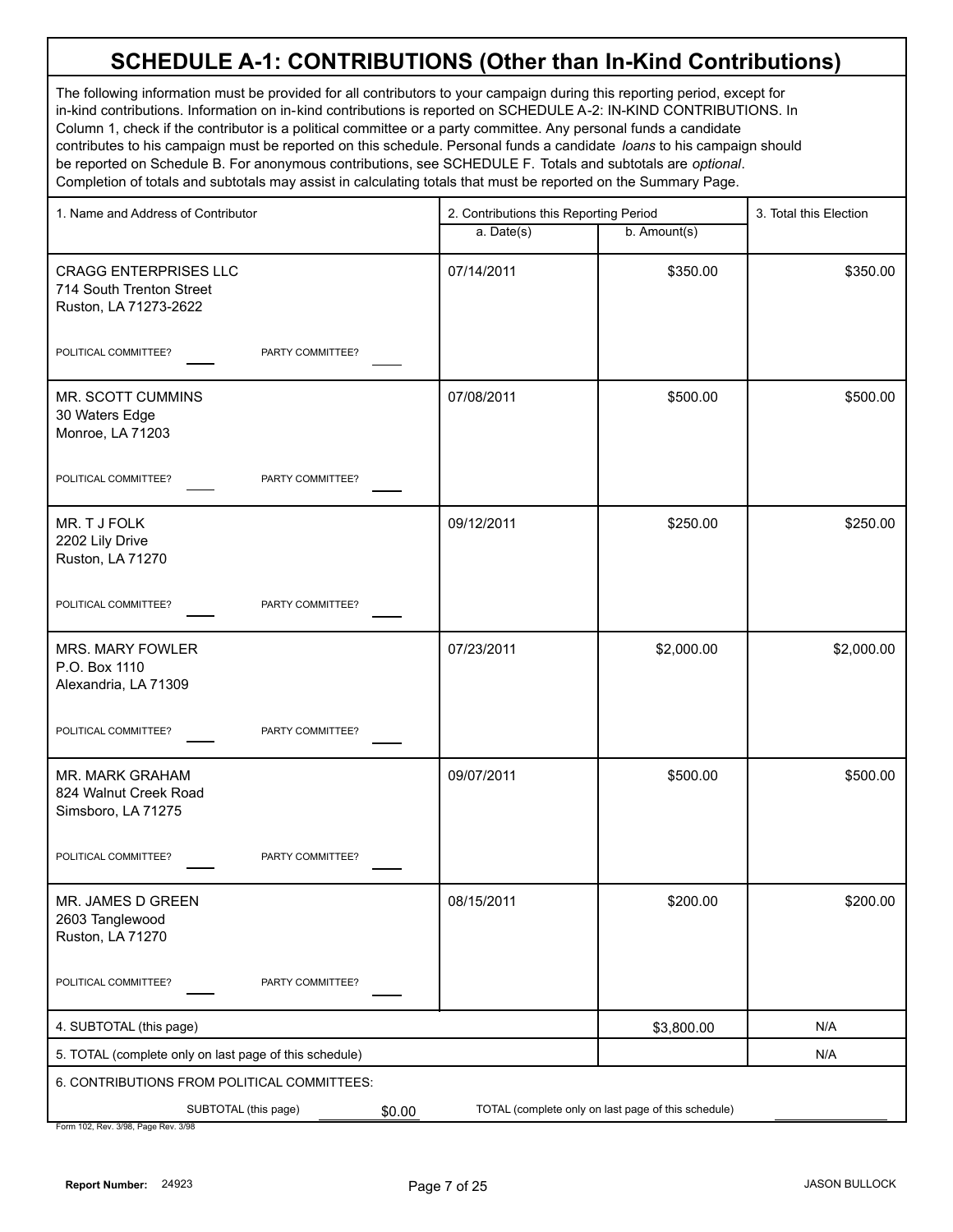# SCHEDULE A-1: CONTRIBUTIONS (Other than In-Kind Contributions)

The following information must be provided for all contributors to your campaign during this reporting period, except for in-kind contributions. Information on in-kind contributions is reported on SCHEDULE A-2: IN-KIND CONTRIBUTIONS. In Column 1, check if the contributor is a political committee or a party committee. Any personal funds a candidate contributes to his campaign must be reported on this schedule. Personal funds a candidate *loans* to his campaign should be reported on Schedule B. For anonymous contributions, see SCHEDULE F. Totals and subtotals are *optional*. Completion of totals and subtotals may assist in calculating totals that must be reported on the Summary Page.

| 1. Name and Address of Contributor | 2. Contributions this Reporting Period a. Date(s) | b. Amount(s) | 3. Total this Election |
|---|---|---|---|
| CRAGG ENTERPRISES LLC<br>714 South Trenton Street<br>Ruston, LA 71273-2622<br>POLITICAL COMMITTEE? ____ PARTY COMMITTEE? ____ | 07/14/2011 | $350.00 | $350.00 |
| MR. SCOTT CUMMINS<br>30 Waters Edge<br>Monroe, LA 71203<br>POLITICAL COMMITTEE? ____ PARTY COMMITTEE? ____ | 07/08/2011 | $500.00 | $500.00 |
| MR. T J FOLK<br>2202 Lily Drive<br>Ruston, LA 71270<br>POLITICAL COMMITTEE? ____ PARTY COMMITTEE? ____ | 09/12/2011 | $250.00 | $250.00 |
| MRS. MARY FOWLER<br>P.O. Box 1110<br>Alexandria, LA 71309<br>POLITICAL COMMITTEE? ____ PARTY COMMITTEE? ____ | 07/23/2011 | $2,000.00 | $2,000.00 |
| MR. MARK GRAHAM<br>824 Walnut Creek Road<br>Simsboro, LA 71275<br>POLITICAL COMMITTEE? ____ PARTY COMMITTEE? ____ | 09/07/2011 | $500.00 | $500.00 |
| MR. JAMES D GREEN<br>2603 Tanglewood<br>Ruston, LA 71270<br>POLITICAL COMMITTEE? ____ PARTY COMMITTEE? ____ | 08/15/2011 | $200.00 | $200.00 |
| 4. SUBTOTAL (this page) | | $3,800.00 | N/A |
| 5. TOTAL (complete only on last page of this schedule) | | | N/A |

6. CONTRIBUTIONS FROM POLITICAL COMMITTEES:

SUBTOTAL (this page) $0.00 TOTAL (complete only on last page of this schedule) ________

Form 102, Rev. 3/98, Page Rev. 3/98

Report Number: 24923 JASON BULLOCK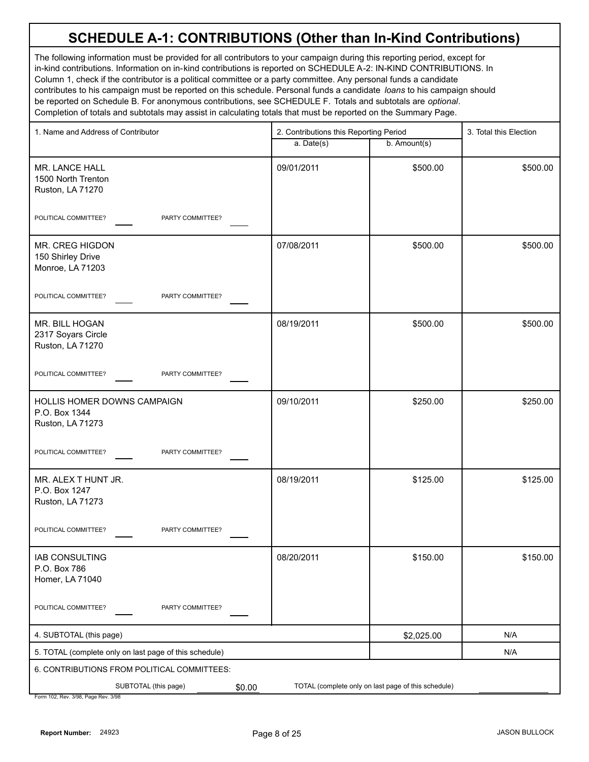# SCHEDULE A-1: CONTRIBUTIONS (Other than In-Kind Contributions)

The following information must be provided for all contributors to your campaign during this reporting period, except for in-kind contributions. Information on in-kind contributions is reported on SCHEDULE A-2: IN-KIND CONTRIBUTIONS. In Column 1, check if the contributor is a political committee or a party committee. Any personal funds a candidate contributes to his campaign must be reported on this schedule. Personal funds a candidate *loans* to his campaign should be reported on Schedule B. For anonymous contributions, see SCHEDULE F. Totals and subtotals are *optional*. Completion of totals and subtotals may assist in calculating totals that must be reported on the Summary Page.

| 1. Name and Address of Contributor | 2. Contributions this Reporting Period | | 3. Total this Election |
|---|---|---|---|
| | a. Date(s) | b. Amount(s) | |
| MR. LANCE HALL<br>1500 North Trenton<br>Ruston, LA 71270<br>POLITICAL COMMITTEE? ____ PARTY COMMITTEE? ____ | 09/01/2011 | $500.00 | $500.00 |
| MR. CREG HIGDON<br>150 Shirley Drive<br>Monroe, LA 71203<br>POLITICAL COMMITTEE? ____ PARTY COMMITTEE? ____ | 07/08/2011 | $500.00 | $500.00 |
| MR. BILL HOGAN<br>2317 Soyars Circle<br>Ruston, LA 71270<br>POLITICAL COMMITTEE? ____ PARTY COMMITTEE? ____ | 08/19/2011 | $500.00 | $500.00 |
| HOLLIS HOMER DOWNS CAMPAIGN<br>P.O. Box 1344<br>Ruston, LA 71273<br>POLITICAL COMMITTEE? ____ PARTY COMMITTEE? ____ | 09/10/2011 | $250.00 | $250.00 |
| MR. ALEX T HUNT JR.<br>P.O. Box 1247<br>Ruston, LA 71273<br>POLITICAL COMMITTEE? ____ PARTY COMMITTEE? ____ | 08/19/2011 | $125.00 | $125.00 |
| IAB CONSULTING<br>P.O. Box 786<br>Homer, LA 71040<br>POLITICAL COMMITTEE? ____ PARTY COMMITTEE? ____ | 08/20/2011 | $150.00 | $150.00 |
| 4. SUBTOTAL (this page) | | $2,025.00 | N/A |
| 5. TOTAL (complete only on last page of this schedule) | | | N/A |

6. CONTRIBUTIONS FROM POLITICAL COMMITTEES:

SUBTOTAL (this page) $0.00 TOTAL (complete only on last page of this schedule) ____

Form 102, Rev. 3/98, Page Rev. 3/98

Report Number: 24923

JASON BULLOCK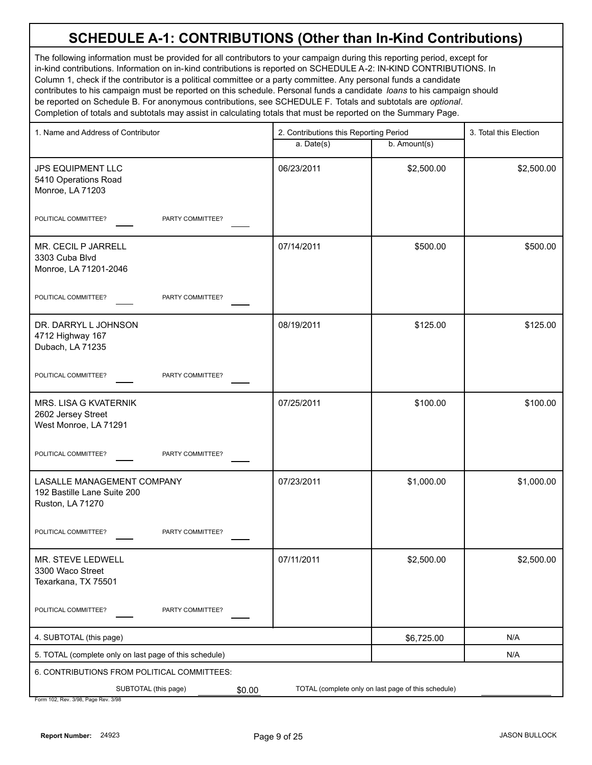# SCHEDULE A-1: CONTRIBUTIONS (Other than In-Kind Contributions)

The following information must be provided for all contributors to your campaign during this reporting period, except for in-kind contributions. Information on in-kind contributions is reported on SCHEDULE A-2: IN-KIND CONTRIBUTIONS. In Column 1, check if the contributor is a political committee or a party committee. Any personal funds a candidate contributes to his campaign must be reported on this schedule. Personal funds a candidate *loans* to his campaign should be reported on Schedule B. For anonymous contributions, see SCHEDULE F. Totals and subtotals are *optional*. Completion of totals and subtotals may assist in calculating totals that must be reported on the Summary Page.

| 1. Name and Address of Contributor | 2. Contributions this Reporting Period | | 3. Total this Election |
|---|---|---|---|
| | a. Date(s) | b. Amount(s) | |
| JPS EQUIPMENT LLC<br>5410 Operations Road<br>Monroe, LA 71203<br>POLITICAL COMMITTEE? ___ PARTY COMMITTEE? ___ | 06/23/2011 | $2,500.00 | $2,500.00 |
| MR. CECIL P JARRELL<br>3303 Cuba Blvd<br>Monroe, LA 71201-2046<br>POLITICAL COMMITTEE? ___ PARTY COMMITTEE? ___ | 07/14/2011 | $500.00 | $500.00 |
| DR. DARRYL L JOHNSON<br>4712 Highway 167<br>Dubach, LA 71235<br>POLITICAL COMMITTEE? ___ PARTY COMMITTEE? ___ | 08/19/2011 | $125.00 | $125.00 |
| MRS. LISA G KVATERNIK<br>2602 Jersey Street<br>West Monroe, LA 71291<br>POLITICAL COMMITTEE? ___ PARTY COMMITTEE? ___ | 07/25/2011 | $100.00 | $100.00 |
| LASALLE MANAGEMENT COMPANY<br>192 Bastille Lane Suite 200<br>Ruston, LA 71270<br>POLITICAL COMMITTEE? ___ PARTY COMMITTEE? ___ | 07/23/2011 | $1,000.00 | $1,000.00 |
| MR. STEVE LEDWELL<br>3300 Waco Street<br>Texarkana, TX 75501<br>POLITICAL COMMITTEE? ___ PARTY COMMITTEE? ___ | 07/11/2011 | $2,500.00 | $2,500.00 |
| 4. SUBTOTAL (this page) | | $6,725.00 | N/A |
| 5. TOTAL (complete only on last page of this schedule) | | | N/A |

6. CONTRIBUTIONS FROM POLITICAL COMMITTEES:

SUBTOTAL (this page) $0.00 TOTAL (complete only on last page of this schedule) ________

Form 102, Rev. 3/98, Page Rev. 3/98

Report Number: 24923 JASON BULLOCK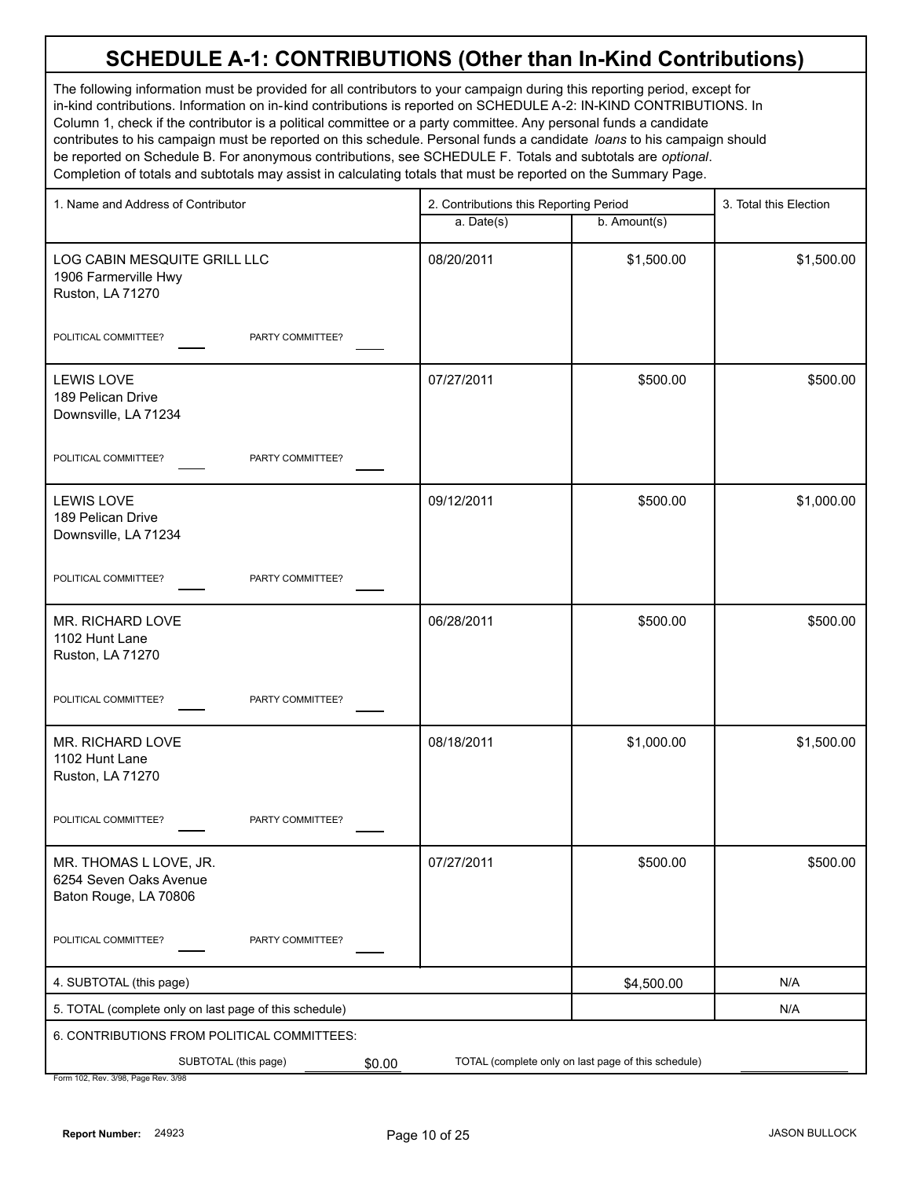# SCHEDULE A-1: CONTRIBUTIONS (Other than In-Kind Contributions)

The following information must be provided for all contributors to your campaign during this reporting period, except for in-kind contributions. Information on in-kind contributions is reported on SCHEDULE A-2: IN-KIND CONTRIBUTIONS. In Column 1, check if the contributor is a political committee or a party committee. Any personal funds a candidate contributes to his campaign must be reported on this schedule. Personal funds a candidate *loans* to his campaign should be reported on Schedule B. For anonymous contributions, see SCHEDULE F. Totals and subtotals are *optional*. Completion of totals and subtotals may assist in calculating totals that must be reported on the Summary Page.

| 1. Name and Address of Contributor | 2. Contributions this Reporting Period a. Date(s) | b. Amount(s) | 3. Total this Election |
|---|---|---|---|
| LOG CABIN MESQUITE GRILL LLC<br>1906 Farmerville Hwy<br>Ruston, LA 71270<br>POLITICAL COMMITTEE? ____ PARTY COMMITTEE? ____ | 08/20/2011 | $1,500.00 | $1,500.00 |
| LEWIS LOVE<br>189 Pelican Drive<br>Downsville, LA 71234<br>POLITICAL COMMITTEE? ____ PARTY COMMITTEE? ____ | 07/27/2011 | $500.00 | $500.00 |
| LEWIS LOVE<br>189 Pelican Drive<br>Downsville, LA 71234<br>POLITICAL COMMITTEE? ____ PARTY COMMITTEE? ____ | 09/12/2011 | $500.00 | $1,000.00 |
| MR. RICHARD LOVE<br>1102 Hunt Lane<br>Ruston, LA 71270<br>POLITICAL COMMITTEE? ____ PARTY COMMITTEE? ____ | 06/28/2011 | $500.00 | $500.00 |
| MR. RICHARD LOVE<br>1102 Hunt Lane<br>Ruston, LA 71270<br>POLITICAL COMMITTEE? ____ PARTY COMMITTEE? ____ | 08/18/2011 | $1,000.00 | $1,500.00 |
| MR. THOMAS L LOVE, JR.<br>6254 Seven Oaks Avenue<br>Baton Rouge, LA 70806<br>POLITICAL COMMITTEE? ____ PARTY COMMITTEE? ____ | 07/27/2011 | $500.00 | $500.00 |
| 4. SUBTOTAL (this page) | | $4,500.00 | N/A |
| 5. TOTAL (complete only on last page of this schedule) | | | N/A |

6. CONTRIBUTIONS FROM POLITICAL COMMITTEES:

SUBTOTAL (this page) $0.00 TOTAL (complete only on last page of this schedule) ________

Form 102, Rev. 3/98, Page Rev. 3/98

Report Number: 24923 JASON BULLOCK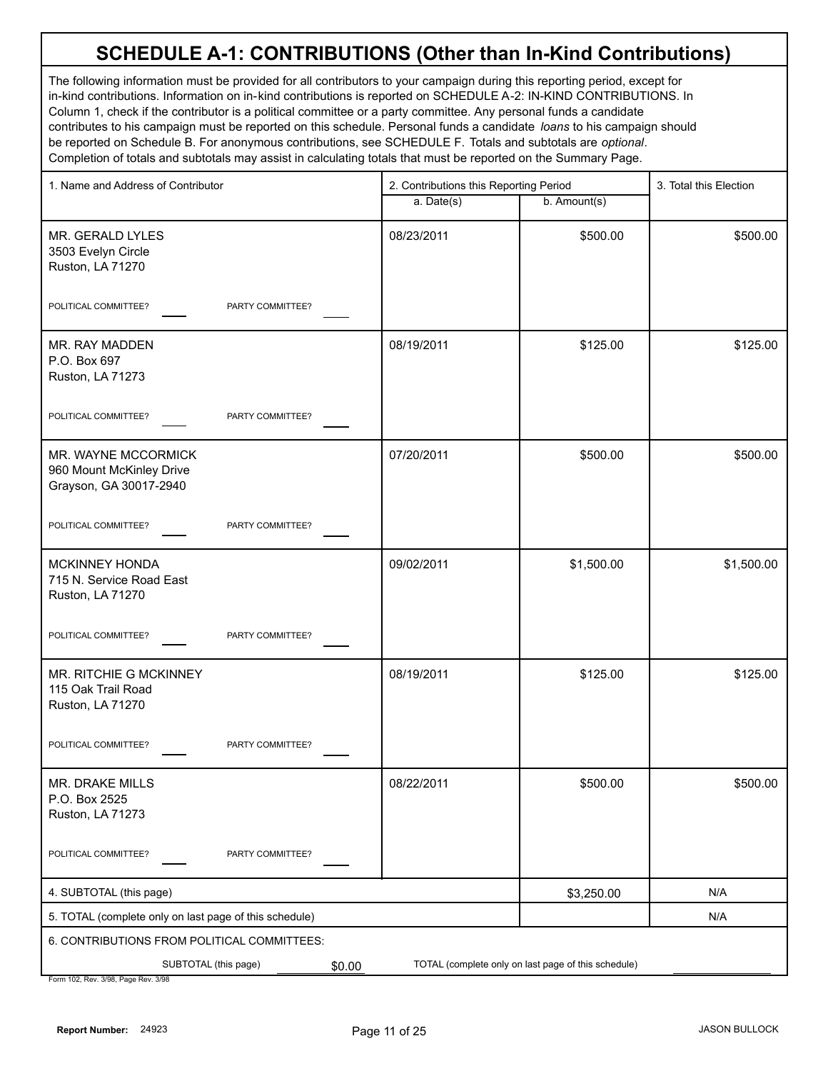# SCHEDULE A-1: CONTRIBUTIONS (Other than In-Kind Contributions)

The following information must be provided for all contributors to your campaign during this reporting period, except for in-kind contributions. Information on in-kind contributions is reported on SCHEDULE A-2: IN-KIND CONTRIBUTIONS. In Column 1, check if the contributor is a political committee or a party committee. Any personal funds a candidate contributes to his campaign must be reported on this schedule. Personal funds a candidate *loans* to his campaign should be reported on Schedule B. For anonymous contributions, see SCHEDULE F. Totals and subtotals are *optional*. Completion of totals and subtotals may assist in calculating totals that must be reported on the Summary Page.

| 1. Name and Address of Contributor | 2. Contributions this Reporting Period | | 3. Total this Election |
|---|---|---|---|
| | a. Date(s) | b. Amount(s) | |
| MR. GERALD LYLES<br>3503 Evelyn Circle<br>Ruston, LA 71270<br>POLITICAL COMMITTEE? ____ PARTY COMMITTEE? ____ | 08/23/2011 | $500.00 | $500.00 |
| MR. RAY MADDEN<br>P.O. Box 697<br>Ruston, LA 71273<br>POLITICAL COMMITTEE? ____ PARTY COMMITTEE? ____ | 08/19/2011 | $125.00 | $125.00 |
| MR. WAYNE MCCORMICK<br>960 Mount McKinley Drive<br>Grayson, GA 30017-2940<br>POLITICAL COMMITTEE? ____ PARTY COMMITTEE? ____ | 07/20/2011 | $500.00 | $500.00 |
| MCKINNEY HONDA<br>715 N. Service Road East<br>Ruston, LA 71270<br>POLITICAL COMMITTEE? ____ PARTY COMMITTEE? ____ | 09/02/2011 | $1,500.00 | $1,500.00 |
| MR. RITCHIE G MCKINNEY<br>115 Oak Trail Road<br>Ruston, LA 71270<br>POLITICAL COMMITTEE? ____ PARTY COMMITTEE? ____ | 08/19/2011 | $125.00 | $125.00 |
| MR. DRAKE MILLS<br>P.O. Box 2525<br>Ruston, LA 71273<br>POLITICAL COMMITTEE? ____ PARTY COMMITTEE? ____ | 08/22/2011 | $500.00 | $500.00 |
| 4. SUBTOTAL (this page) | | $3,250.00 | N/A |
| 5. TOTAL (complete only on last page of this schedule) | | | N/A |

6. CONTRIBUTIONS FROM POLITICAL COMMITTEES:

SUBTOTAL (this page) $0.00 TOTAL (complete only on last page of this schedule) ________

Form 102, Rev. 3/98, Page Rev. 3/98

**Report Number:** 24923

JASON BULLOCK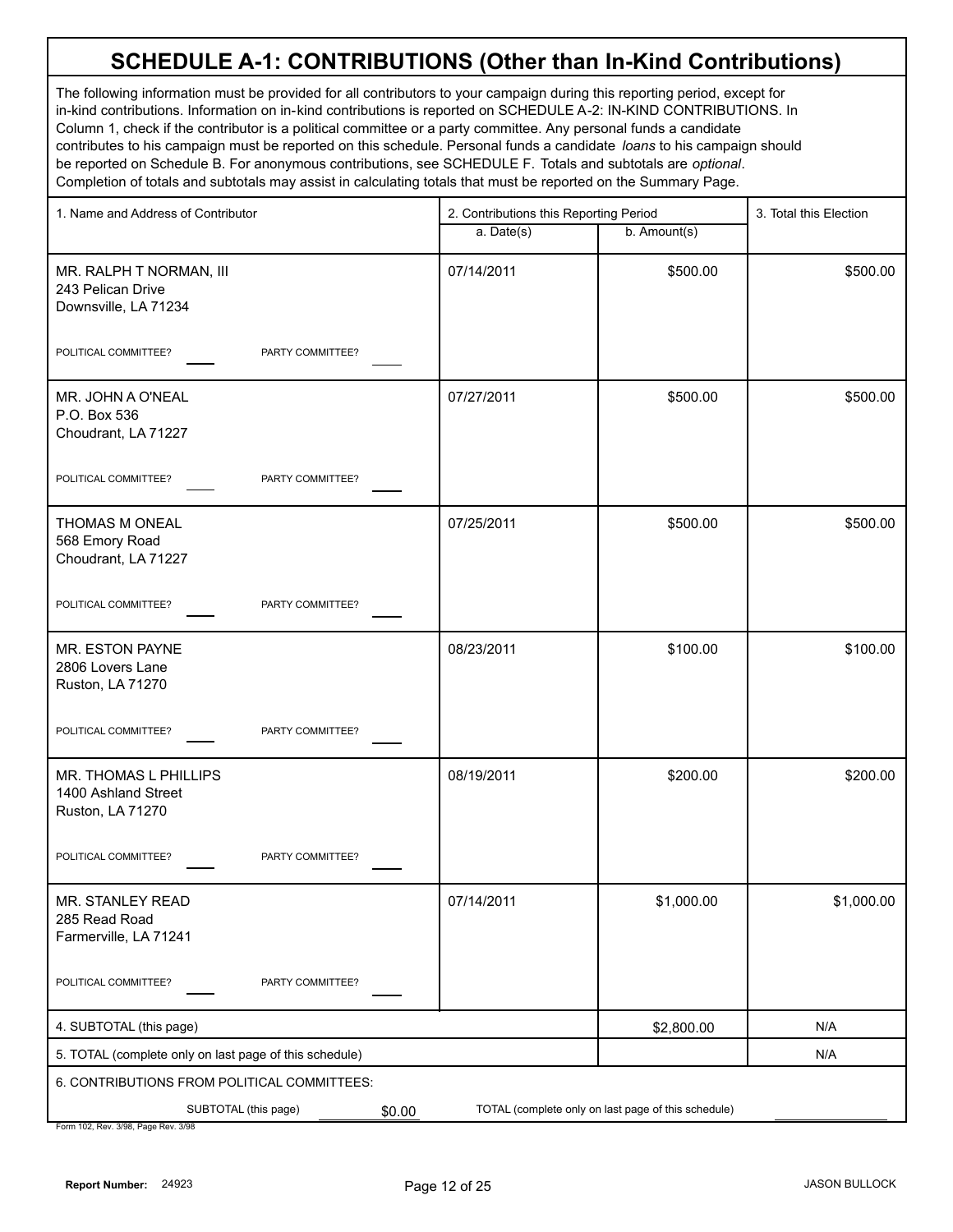# SCHEDULE A-1: CONTRIBUTIONS (Other than In-Kind Contributions)

The following information must be provided for all contributors to your campaign during this reporting period, except for in-kind contributions. Information on in-kind contributions is reported on SCHEDULE A-2: IN-KIND CONTRIBUTIONS. In Column 1, check if the contributor is a political committee or a party committee. Any personal funds a candidate contributes to his campaign must be reported on this schedule. Personal funds a candidate *loans* to his campaign should be reported on Schedule B. For anonymous contributions, see SCHEDULE F. Totals and subtotals are *optional*. Completion of totals and subtotals may assist in calculating totals that must be reported on the Summary Page.

| 1. Name and Address of Contributor | 2. Contributions this Reporting Period a. Date(s) | b. Amount(s) | 3. Total this Election |
|---|---|---|---|
| MR. RALPH T NORMAN, III<br>243 Pelican Drive<br>Downsville, LA 71234<br>POLITICAL COMMITTEE? ___ PARTY COMMITTEE? ___ | 07/14/2011 | $500.00 | $500.00 |
| MR. JOHN A O'NEAL<br>P.O. Box 536<br>Choudrant, LA 71227<br>POLITICAL COMMITTEE? ___ PARTY COMMITTEE? ___ | 07/27/2011 | $500.00 | $500.00 |
| THOMAS M ONEAL<br>568 Emory Road<br>Choudrant, LA 71227<br>POLITICAL COMMITTEE? ___ PARTY COMMITTEE? ___ | 07/25/2011 | $500.00 | $500.00 |
| MR. ESTON PAYNE<br>2806 Lovers Lane<br>Ruston, LA 71270<br>POLITICAL COMMITTEE? ___ PARTY COMMITTEE? ___ | 08/23/2011 | $100.00 | $100.00 |
| MR. THOMAS L PHILLIPS<br>1400 Ashland Street<br>Ruston, LA 71270<br>POLITICAL COMMITTEE? ___ PARTY COMMITTEE? ___ | 08/19/2011 | $200.00 | $200.00 |
| MR. STANLEY READ<br>285 Read Road<br>Farmerville, LA 71241<br>POLITICAL COMMITTEE? ___ PARTY COMMITTEE? ___ | 07/14/2011 | $1,000.00 | $1,000.00 |
| 4. SUBTOTAL (this page) | | $2,800.00 | N/A |
| 5. TOTAL (complete only on last page of this schedule) | | | N/A |

6. CONTRIBUTIONS FROM POLITICAL COMMITTEES:

SUBTOTAL (this page) $0.00 TOTAL (complete only on last page of this schedule) ________

Form 102, Rev. 3/98, Page Rev. 3/98

Report Number: 24923 JASON BULLOCK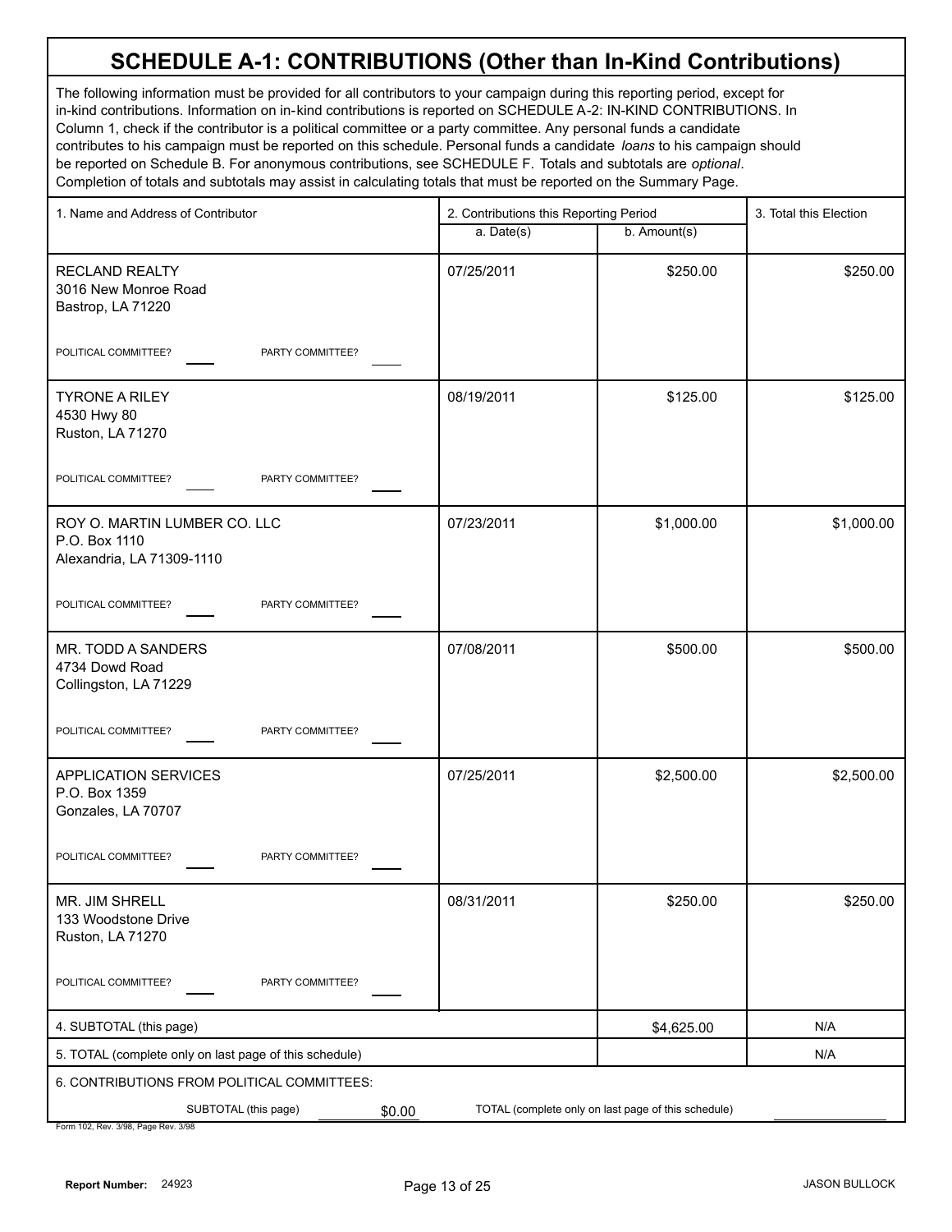# SCHEDULE A-1: CONTRIBUTIONS (Other than In-Kind Contributions)

The following information must be provided for all contributors to your campaign during this reporting period, except for in-kind contributions. Information on in-kind contributions is reported on SCHEDULE A-2: IN-KIND CONTRIBUTIONS. In Column 1, check if the contributor is a political committee or a party committee. Any personal funds a candidate contributes to his campaign must be reported on this schedule. Personal funds a candidate *loans* to his campaign should be reported on Schedule B. For anonymous contributions, see SCHEDULE F. Totals and subtotals are *optional*. Completion of totals and subtotals may assist in calculating totals that must be reported on the Summary Page.

| 1. Name and Address of Contributor | 2. Contributions this Reporting Period a. Date(s) | b. Amount(s) | 3. Total this Election |
|---|---|---|---|
| RECLAND REALTY<br>3016 New Monroe Road<br>Bastrop, LA 71220<br>POLITICAL COMMITTEE? ___ PARTY COMMITTEE? ___ | 07/25/2011 | $250.00 | $250.00 |
| TYRONE A RILEY<br>4530 Hwy 80<br>Ruston, LA 71270<br>POLITICAL COMMITTEE? ___ PARTY COMMITTEE? ___ | 08/19/2011 | $125.00 | $125.00 |
| ROY O. MARTIN LUMBER CO. LLC<br>P.O. Box 1110<br>Alexandria, LA 71309-1110<br>POLITICAL COMMITTEE? ___ PARTY COMMITTEE? ___ | 07/23/2011 | $1,000.00 | $1,000.00 |
| MR. TODD A SANDERS<br>4734 Dowd Road<br>Collingston, LA 71229<br>POLITICAL COMMITTEE? ___ PARTY COMMITTEE? ___ | 07/08/2011 | $500.00 | $500.00 |
| APPLICATION SERVICES<br>P.O. Box 1359<br>Gonzales, LA 70707<br>POLITICAL COMMITTEE? ___ PARTY COMMITTEE? ___ | 07/25/2011 | $2,500.00 | $2,500.00 |
| MR. JIM SHRELL<br>133 Woodstone Drive<br>Ruston, LA 71270<br>POLITICAL COMMITTEE? ___ PARTY COMMITTEE? ___ | 08/31/2011 | $250.00 | $250.00 |
| 4. SUBTOTAL (this page) | | $4,625.00 | N/A |
| 5. TOTAL (complete only on last page of this schedule) | | | N/A |

6. CONTRIBUTIONS FROM POLITICAL COMMITTEES:

SUBTOTAL (this page) $0.00 TOTAL (complete only on last page of this schedule) ______

Form 102, Rev. 3/98, Page Rev. 3/98

Report Number: 24923 JASON BULLOCK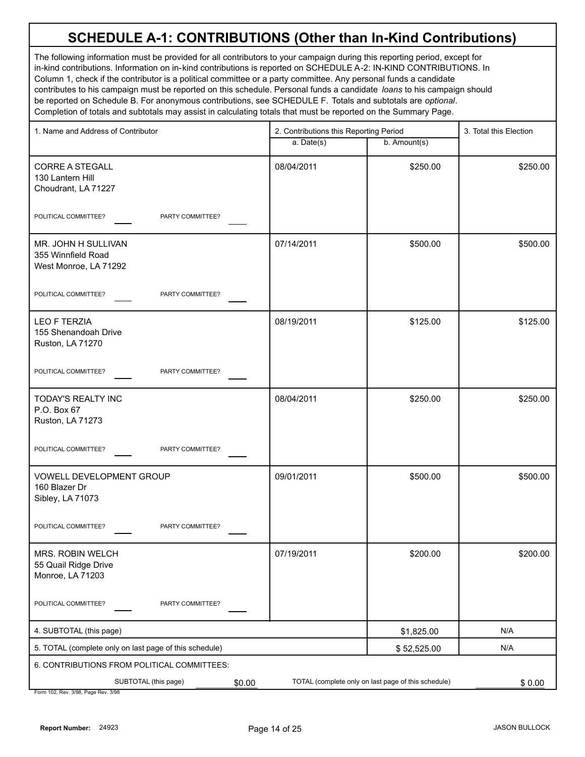# SCHEDULE A-1: CONTRIBUTIONS (Other than In-Kind Contributions)

The following information must be provided for all contributors to your campaign during this reporting period, except for in-kind contributions. Information on in-kind contributions is reported on SCHEDULE A-2: IN-KIND CONTRIBUTIONS. In Column 1, check if the contributor is a political committee or a party committee. Any personal funds a candidate contributes to his campaign must be reported on this schedule. Personal funds a candidate *loans* to his campaign should be reported on Schedule B. For anonymous contributions, see SCHEDULE F. Totals and subtotals are *optional*. Completion of totals and subtotals may assist in calculating totals that must be reported on the Summary Page.

| 1. Name and Address of Contributor | 2. Contributions this Reporting Period | | 3. Total this Election |
|---|---|---|---|
| | a. Date(s) | b. Amount(s) | |
| CORRE A STEGALL<br>130 Lantern Hill<br>Choudrant, LA 71227<br>POLITICAL COMMITTEE? ____ PARTY COMMITTEE? ____ | 08/04/2011 | $250.00 | $250.00 |
| MR. JOHN H SULLIVAN<br>355 Winnfield Road<br>West Monroe, LA 71292<br>POLITICAL COMMITTEE? ____ PARTY COMMITTEE? ____ | 07/14/2011 | $500.00 | $500.00 |
| LEO F TERZIA<br>155 Shenandoah Drive<br>Ruston, LA 71270<br>POLITICAL COMMITTEE? ____ PARTY COMMITTEE? ____ | 08/19/2011 | $125.00 | $125.00 |
| TODAY'S REALTY INC<br>P.O. Box 67<br>Ruston, LA 71273<br>POLITICAL COMMITTEE? ____ PARTY COMMITTEE? ____ | 08/04/2011 | $250.00 | $250.00 |
| VOWELL DEVELOPMENT GROUP<br>160 Blazer Dr<br>Sibley, LA 71073<br>POLITICAL COMMITTEE? ____ PARTY COMMITTEE? ____ | 09/01/2011 | $500.00 | $500.00 |
| MRS. ROBIN WELCH<br>55 Quail Ridge Drive<br>Monroe, LA 71203<br>POLITICAL COMMITTEE? ____ PARTY COMMITTEE? ____ | 07/19/2011 | $200.00 | $200.00 |
| 4. SUBTOTAL (this page) | | $1,825.00 | N/A |
| 5. TOTAL (complete only on last page of this schedule) | | $ 52,525.00 | N/A |

6. CONTRIBUTIONS FROM POLITICAL COMMITTEES:

SUBTOTAL (this page) $0.00    TOTAL (complete only on last page of this schedule) $ 0.00

Form 102, Rev. 3/98, Page Rev. 3/98

Report Number: 24923    JASON BULLOCK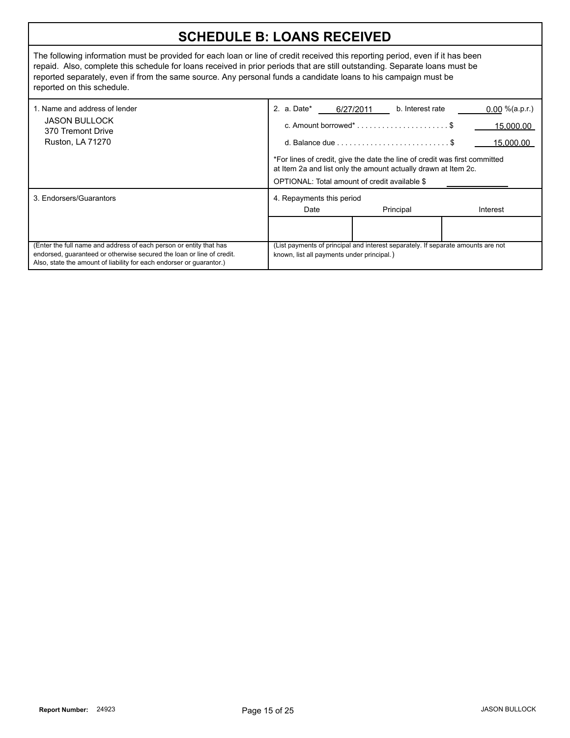# SCHEDULE B: LOANS RECEIVED

The following information must be provided for each loan or line of credit received this reporting period, even if it has been repaid. Also, complete this schedule for loans received in prior periods that are still outstanding. Separate loans must be reported separately, even if from the same source. Any personal funds a candidate loans to his campaign must be reported on this schedule.

| 1. Name and address of lender | 2. Loan details |
|---|---|
| JASON BULLOCK<br>370 Tremont Drive<br>Ruston, LA 71270 | a. Date* 6/27/2011<br>b. Interest rate 0.00 %(a.p.r.)<br>c. Amount borrowed* . . . . . . . . . . . . . . . . . . . . . . $ 15,000.00<br>d. Balance due . . . . . . . . . . . . . . . . . . . . . . . . . . . $ 15,000.00<br>*For lines of credit, give the date the line of credit was first committed at Item 2a and list only the amount actually drawn at Item 2c.<br>OPTIONAL: Total amount of credit available $ |

3. Endorsers/Guarantors

(Enter the full name and address of each person or entity that has endorsed, guaranteed or otherwise secured the loan or line of credit. Also, state the amount of liability for each endorser or guarantor.)

4. Repayments this period

| Date | Principal | Interest |
|---|---|---|
| | | |

(List payments of principal and interest separately. If separate amounts are not known, list all payments under principal.)

Report Number: 24923

JASON BULLOCK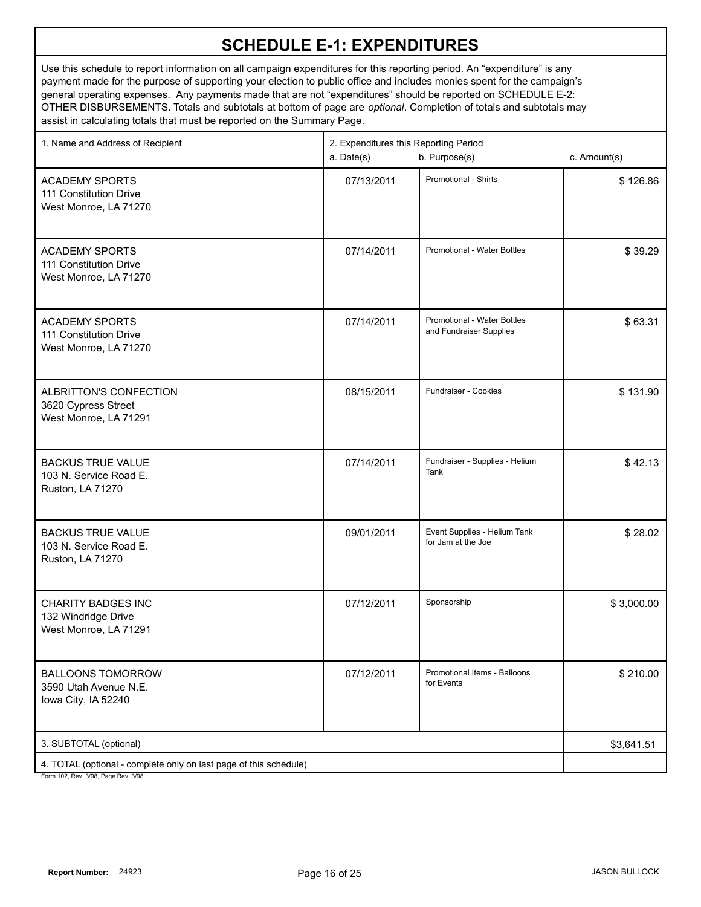# SCHEDULE E-1: EXPENDITURES

Use this schedule to report information on all campaign expenditures for this reporting period. An "expenditure" is any payment made for the purpose of supporting your election to public office and includes monies spent for the campaign's general operating expenses. Any payments made that are not "expenditures" should be reported on SCHEDULE E-2: OTHER DISBURSEMENTS. Totals and subtotals at bottom of page are *optional*. Completion of totals and subtotals may assist in calculating totals that must be reported on the Summary Page.

| 1. Name and Address of Recipient | 2. Expenditures this Reporting Period<br>a. Date(s) | b. Purpose(s) | c. Amount(s) |
|---|---|---|---|
| ACADEMY SPORTS<br>111 Constitution Drive<br>West Monroe, LA 71270 | 07/13/2011 | Promotional - Shirts | $ 126.86 |
| ACADEMY SPORTS<br>111 Constitution Drive<br>West Monroe, LA 71270 | 07/14/2011 | Promotional - Water Bottles | $ 39.29 |
| ACADEMY SPORTS<br>111 Constitution Drive<br>West Monroe, LA 71270 | 07/14/2011 | Promotional - Water Bottles and Fundraiser Supplies | $ 63.31 |
| ALBRITTON'S CONFECTION<br>3620 Cypress Street<br>West Monroe, LA 71291 | 08/15/2011 | Fundraiser - Cookies | $ 131.90 |
| BACKUS TRUE VALUE<br>103 N. Service Road E.<br>Ruston, LA 71270 | 07/14/2011 | Fundraiser - Supplies - Helium Tank | $ 42.13 |
| BACKUS TRUE VALUE<br>103 N. Service Road E.<br>Ruston, LA 71270 | 09/01/2011 | Event Supplies - Helium Tank for Jam at the Joe | $ 28.02 |
| CHARITY BADGES INC<br>132 Windridge Drive<br>West Monroe, LA 71291 | 07/12/2011 | Sponsorship | $ 3,000.00 |
| BALLOONS TOMORROW<br>3590 Utah Avenue N.E.<br>Iowa City, IA 52240 | 07/12/2011 | Promotional Items - Balloons for Events | $ 210.00 |
| 3. SUBTOTAL (optional) | | | $3,641.51 |
| 4. TOTAL (optional - complete only on last page of this schedule) | | | |

Form 102, Rev. 3/98, Page Rev. 3/98

**Report Number:** 24923 JASON BULLOCK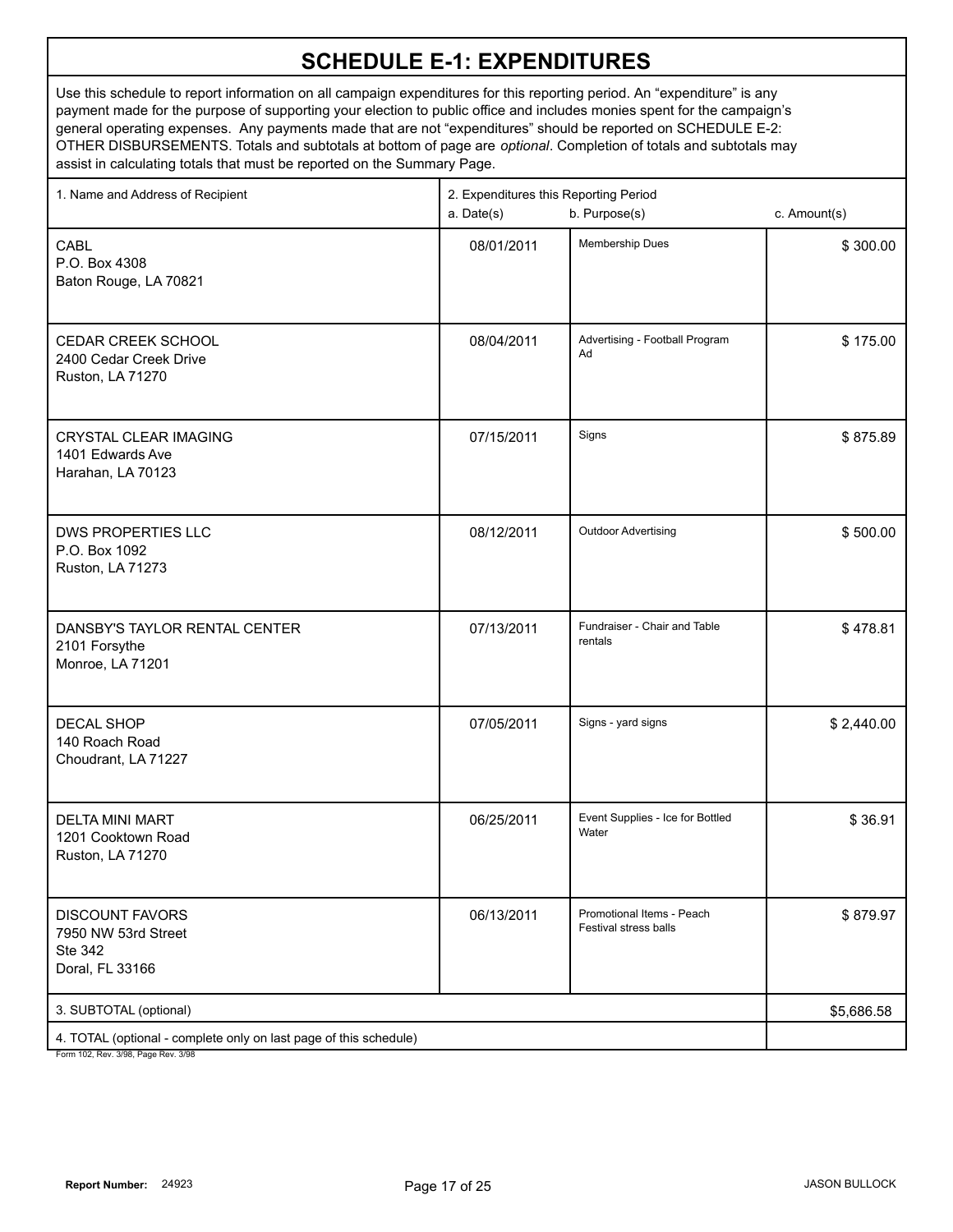# SCHEDULE E-1: EXPENDITURES

Use this schedule to report information on all campaign expenditures for this reporting period. An "expenditure" is any payment made for the purpose of supporting your election to public office and includes monies spent for the campaign's general operating expenses. Any payments made that are not "expenditures" should be reported on SCHEDULE E-2: OTHER DISBURSEMENTS. Totals and subtotals at bottom of page are *optional*. Completion of totals and subtotals may assist in calculating totals that must be reported on the Summary Page.

| 1. Name and Address of Recipient | 2. Expenditures this Reporting Period a. Date(s) | b. Purpose(s) | c. Amount(s) |
|---|---|---|---|
| CABL<br>P.O. Box 4308<br>Baton Rouge, LA 70821 | 08/01/2011 | Membership Dues | $ 300.00 |
| CEDAR CREEK SCHOOL<br>2400 Cedar Creek Drive<br>Ruston, LA 71270 | 08/04/2011 | Advertising - Football Program Ad | $ 175.00 |
| CRYSTAL CLEAR IMAGING<br>1401 Edwards Ave<br>Harahan, LA 70123 | 07/15/2011 | Signs | $ 875.89 |
| DWS PROPERTIES LLC<br>P.O. Box 1092<br>Ruston, LA 71273 | 08/12/2011 | Outdoor Advertising | $ 500.00 |
| DANSBY'S TAYLOR RENTAL CENTER<br>2101 Forsythe<br>Monroe, LA 71201 | 07/13/2011 | Fundraiser - Chair and Table rentals | $ 478.81 |
| DECAL SHOP<br>140 Roach Road<br>Choudrant, LA 71227 | 07/05/2011 | Signs - yard signs | $ 2,440.00 |
| DELTA MINI MART<br>1201 Cooktown Road<br>Ruston, LA 71270 | 06/25/2011 | Event Supplies - Ice for Bottled Water | $ 36.91 |
| DISCOUNT FAVORS<br>7950 NW 53rd Street<br>Ste 342<br>Doral, FL 33166 | 06/13/2011 | Promotional Items - Peach Festival stress balls | $ 879.97 |
| 3. SUBTOTAL (optional) | | | $5,686.58 |
| 4. TOTAL (optional - complete only on last page of this schedule) | | | |

Form 102, Rev. 3/98, Page Rev. 3/98

Report Number: 24923

JASON BULLOCK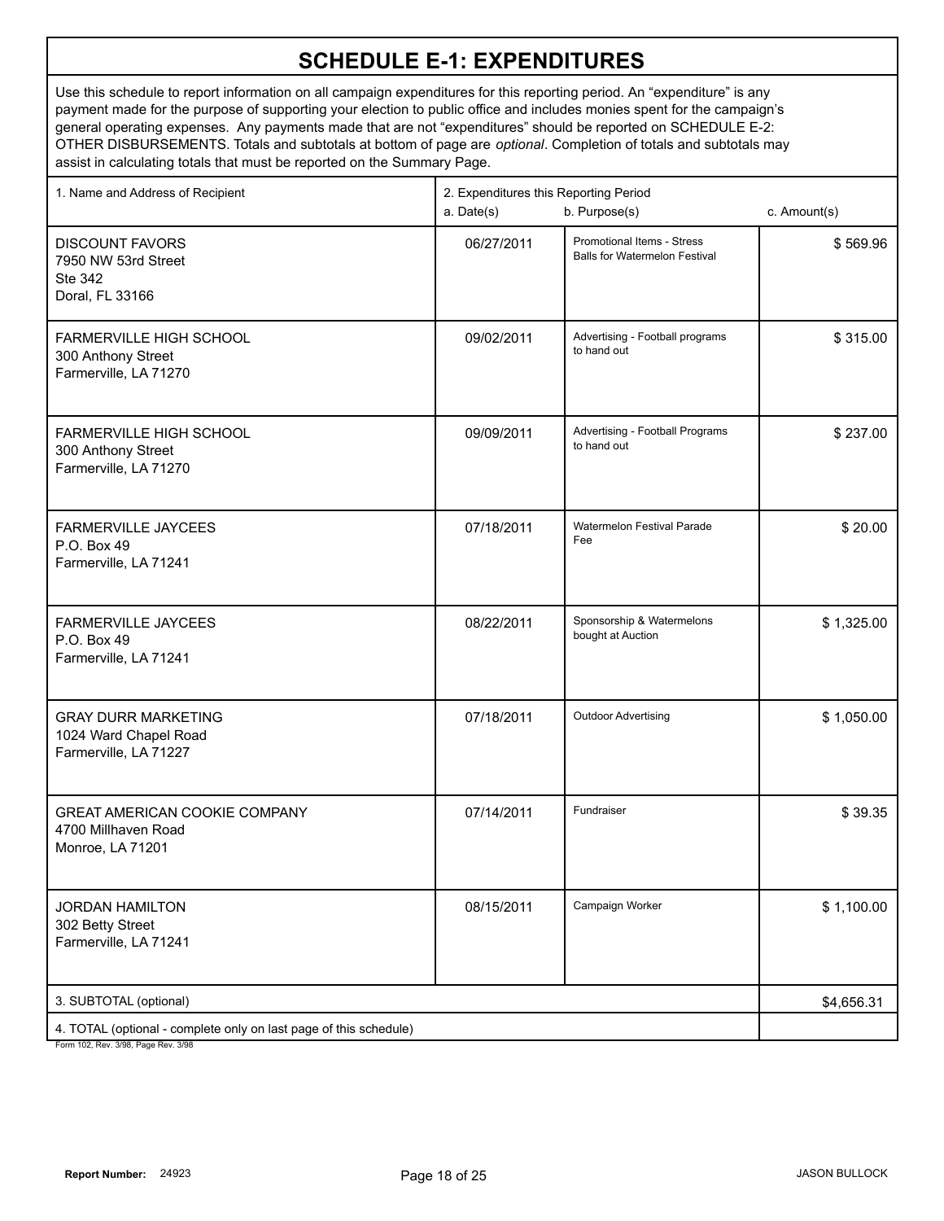# SCHEDULE E-1: EXPENDITURES

Use this schedule to report information on all campaign expenditures for this reporting period. An "expenditure" is any payment made for the purpose of supporting your election to public office and includes monies spent for the campaign's general operating expenses. Any payments made that are not "expenditures" should be reported on SCHEDULE E-2: OTHER DISBURSEMENTS. Totals and subtotals at bottom of page are *optional*. Completion of totals and subtotals may assist in calculating totals that must be reported on the Summary Page.

| 1. Name and Address of Recipient | 2. Expenditures this Reporting Period a. Date(s) | b. Purpose(s) | c. Amount(s) |
|---|---|---|---|
| DISCOUNT FAVORS<br>7950 NW 53rd Street<br>Ste 342<br>Doral, FL 33166 | 06/27/2011 | Promotional Items - Stress Balls for Watermelon Festival | $ 569.96 |
| FARMERVILLE HIGH SCHOOL<br>300 Anthony Street<br>Farmerville, LA 71270 | 09/02/2011 | Advertising - Football programs to hand out | $ 315.00 |
| FARMERVILLE HIGH SCHOOL<br>300 Anthony Street<br>Farmerville, LA 71270 | 09/09/2011 | Advertising - Football Programs to hand out | $ 237.00 |
| FARMERVILLE JAYCEES<br>P.O. Box 49<br>Farmerville, LA 71241 | 07/18/2011 | Watermelon Festival Parade Fee | $ 20.00 |
| FARMERVILLE JAYCEES<br>P.O. Box 49<br>Farmerville, LA 71241 | 08/22/2011 | Sponsorship & Watermelons bought at Auction | $ 1,325.00 |
| GRAY DURR MARKETING<br>1024 Ward Chapel Road<br>Farmerville, LA 71227 | 07/18/2011 | Outdoor Advertising | $ 1,050.00 |
| GREAT AMERICAN COOKIE COMPANY<br>4700 Millhaven Road<br>Monroe, LA 71201 | 07/14/2011 | Fundraiser | $ 39.35 |
| JORDAN HAMILTON<br>302 Betty Street<br>Farmerville, LA 71241 | 08/15/2011 | Campaign Worker | $ 1,100.00 |
| 3. SUBTOTAL (optional) | | | $4,656.31 |
| 4. TOTAL (optional - complete only on last page of this schedule) | | | |

Form 102, Rev. 3/98, Page Rev. 3/98

**Report Number:** 24923

JASON BULLOCK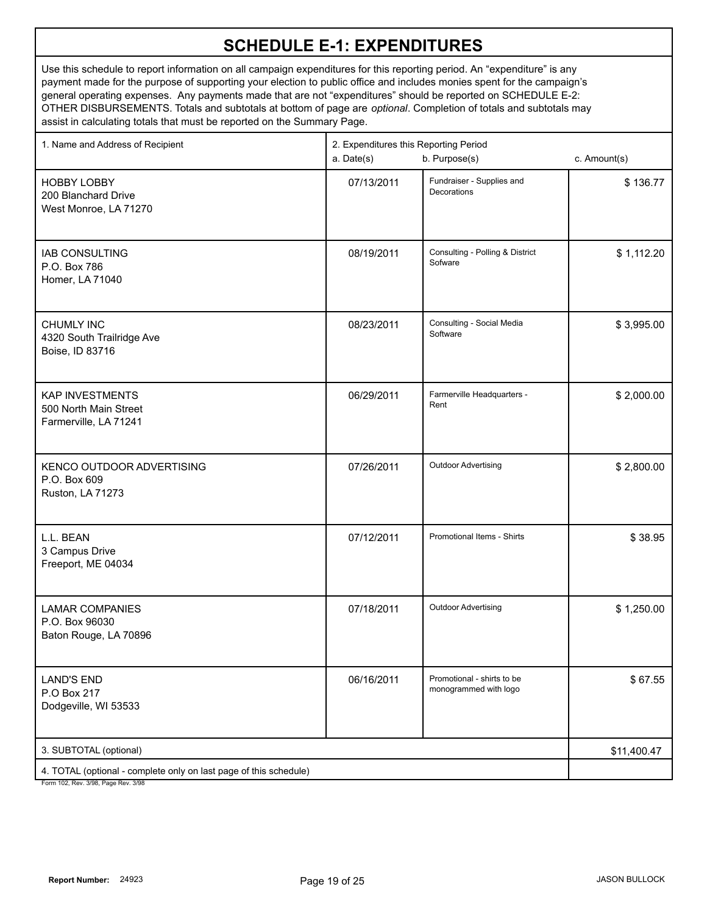# SCHEDULE E-1: EXPENDITURES

Use this schedule to report information on all campaign expenditures for this reporting period. An "expenditure" is any payment made for the purpose of supporting your election to public office and includes monies spent for the campaign's general operating expenses. Any payments made that are not "expenditures" should be reported on SCHEDULE E-2: OTHER DISBURSEMENTS. Totals and subtotals at bottom of page are *optional*. Completion of totals and subtotals may assist in calculating totals that must be reported on the Summary Page.

| 1. Name and Address of Recipient | 2. Expenditures this Reporting Period a. Date(s) | b. Purpose(s) | c. Amount(s) |
|---|---|---|---|
| HOBBY LOBBY<br>200 Blanchard Drive<br>West Monroe, LA 71270 | 07/13/2011 | Fundraiser - Supplies and Decorations | $ 136.77 |
| IAB CONSULTING<br>P.O. Box 786<br>Homer, LA 71040 | 08/19/2011 | Consulting - Polling & District Sofware | $ 1,112.20 |
| CHUMLY INC<br>4320 South Trailridge Ave<br>Boise, ID 83716 | 08/23/2011 | Consulting - Social Media Software | $ 3,995.00 |
| KAP INVESTMENTS<br>500 North Main Street<br>Farmerville, LA 71241 | 06/29/2011 | Farmerville Headquarters - Rent | $ 2,000.00 |
| KENCO OUTDOOR ADVERTISING<br>P.O. Box 609<br>Ruston, LA 71273 | 07/26/2011 | Outdoor Advertising | $ 2,800.00 |
| L.L. BEAN<br>3 Campus Drive<br>Freeport, ME 04034 | 07/12/2011 | Promotional Items - Shirts | $ 38.95 |
| LAMAR COMPANIES<br>P.O. Box 96030<br>Baton Rouge, LA 70896 | 07/18/2011 | Outdoor Advertising | $ 1,250.00 |
| LAND'S END<br>P.O Box 217<br>Dodgeville, WI 53533 | 06/16/2011 | Promotional - shirts to be monogrammed with logo | $ 67.55 |
| 3. SUBTOTAL (optional) | | | $11,400.47 |
| 4. TOTAL (optional - complete only on last page of this schedule) | | | |

Form 102, Rev. 3/98, Page Rev. 3/98

Report Number: 24923

JASON BULLOCK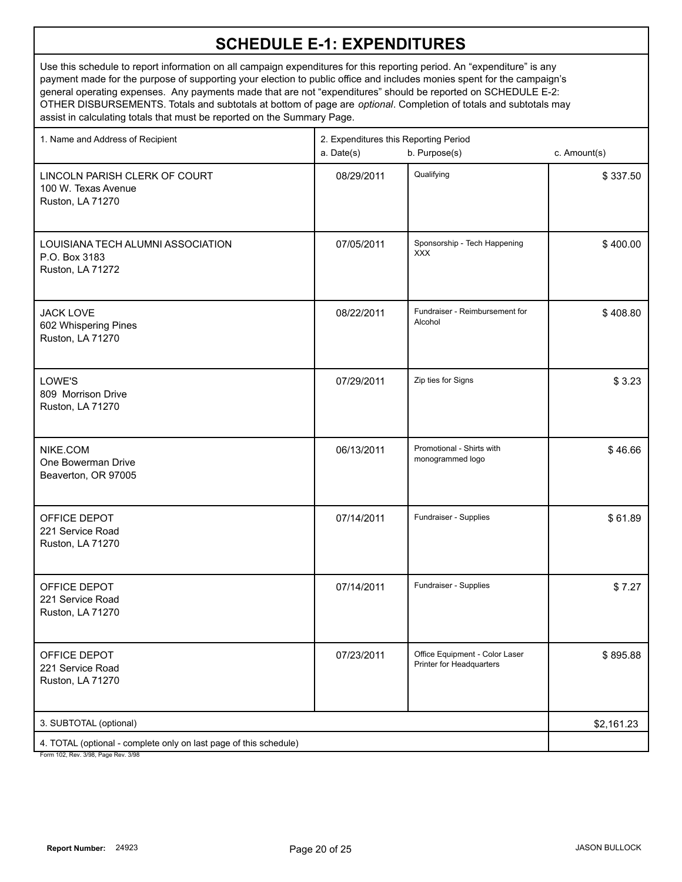# SCHEDULE E-1: EXPENDITURES

Use this schedule to report information on all campaign expenditures for this reporting period. An "expenditure" is any payment made for the purpose of supporting your election to public office and includes monies spent for the campaign's general operating expenses. Any payments made that are not "expenditures" should be reported on SCHEDULE E-2: OTHER DISBURSEMENTS. Totals and subtotals at bottom of page are *optional*. Completion of totals and subtotals may assist in calculating totals that must be reported on the Summary Page.

| 1. Name and Address of Recipient | 2. Expenditures this Reporting Period<br>a. Date(s) | b. Purpose(s) | c. Amount(s) |
|---|---|---|---|
| LINCOLN PARISH CLERK OF COURT<br>100 W. Texas Avenue<br>Ruston, LA 71270 | 08/29/2011 | Qualifying | $ 337.50 |
| LOUISIANA TECH ALUMNI ASSOCIATION<br>P.O. Box 3183<br>Ruston, LA 71272 | 07/05/2011 | Sponsorship - Tech Happening XXX | $ 400.00 |
| JACK LOVE<br>602 Whispering Pines<br>Ruston, LA 71270 | 08/22/2011 | Fundraiser - Reimbursement for Alcohol | $ 408.80 |
| LOWE'S<br>809 Morrison Drive<br>Ruston, LA 71270 | 07/29/2011 | Zip ties for Signs | $ 3.23 |
| NIKE.COM<br>One Bowerman Drive<br>Beaverton, OR 97005 | 06/13/2011 | Promotional - Shirts with monogrammed logo | $ 46.66 |
| OFFICE DEPOT<br>221 Service Road<br>Ruston, LA 71270 | 07/14/2011 | Fundraiser - Supplies | $ 61.89 |
| OFFICE DEPOT<br>221 Service Road<br>Ruston, LA 71270 | 07/14/2011 | Fundraiser - Supplies | $ 7.27 |
| OFFICE DEPOT<br>221 Service Road<br>Ruston, LA 71270 | 07/23/2011 | Office Equipment - Color Laser Printer for Headquarters | $ 895.88 |
| 3. SUBTOTAL (optional) | | | $2,161.23 |
| 4. TOTAL (optional - complete only on last page of this schedule) | | | |

Form 102, Rev. 3/98, Page Rev. 3/98

**Report Number:** 24923

JASON BULLOCK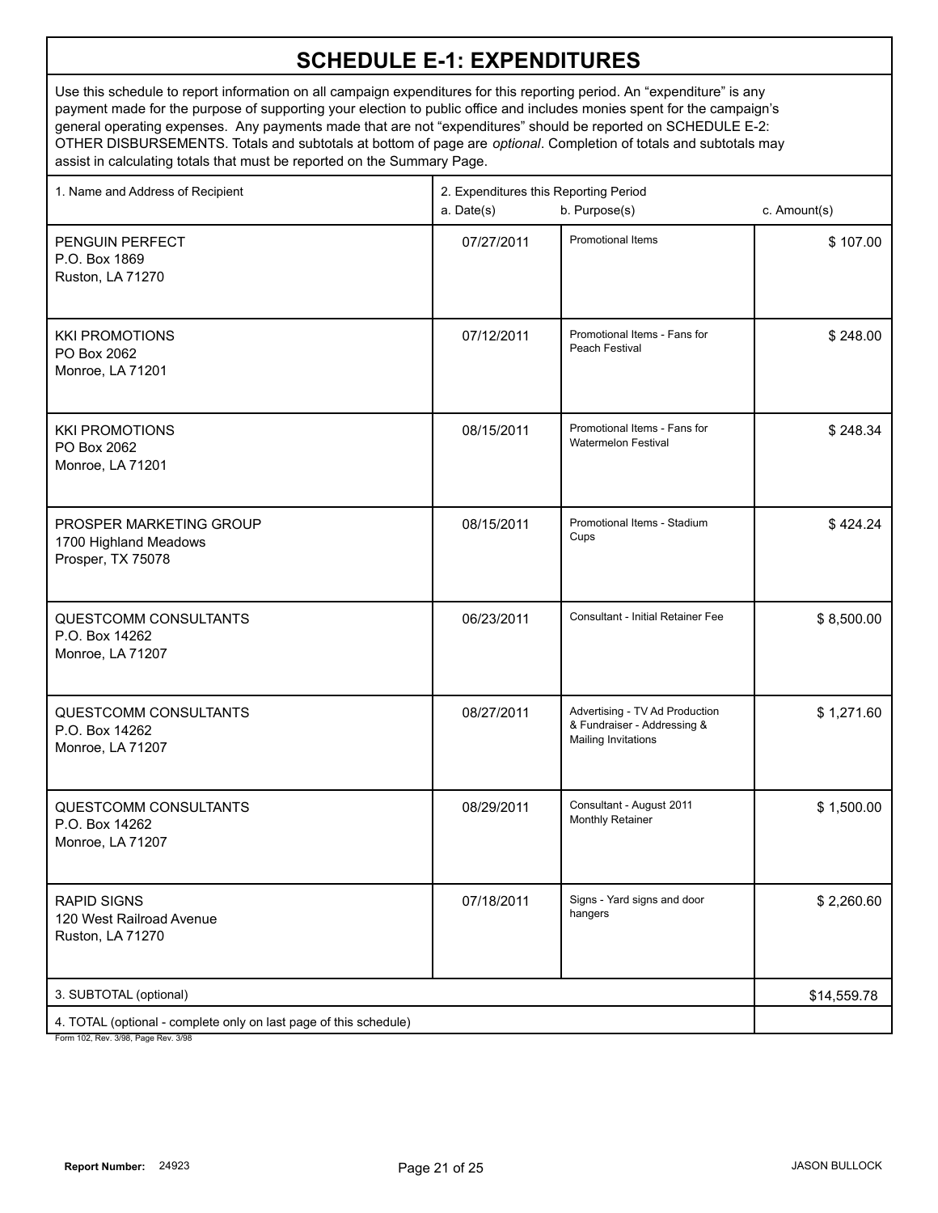# SCHEDULE E-1: EXPENDITURES

Use this schedule to report information on all campaign expenditures for this reporting period. An "expenditure" is any payment made for the purpose of supporting your election to public office and includes monies spent for the campaign's general operating expenses. Any payments made that are not "expenditures" should be reported on SCHEDULE E-2: OTHER DISBURSEMENTS. Totals and subtotals at bottom of page are *optional*. Completion of totals and subtotals may assist in calculating totals that must be reported on the Summary Page.

| 1. Name and Address of Recipient | 2. Expenditures this Reporting Period a. Date(s) | b. Purpose(s) | c. Amount(s) |
|---|---|---|---|
| PENGUIN PERFECT<br>P.O. Box 1869<br>Ruston, LA 71270 | 07/27/2011 | Promotional Items | $ 107.00 |
| KKI PROMOTIONS<br>PO Box 2062<br>Monroe, LA 71201 | 07/12/2011 | Promotional Items - Fans for Peach Festival | $ 248.00 |
| KKI PROMOTIONS<br>PO Box 2062<br>Monroe, LA 71201 | 08/15/2011 | Promotional Items - Fans for Watermelon Festival | $ 248.34 |
| PROSPER MARKETING GROUP<br>1700 Highland Meadows<br>Prosper, TX 75078 | 08/15/2011 | Promotional Items - Stadium Cups | $ 424.24 |
| QUESTCOMM CONSULTANTS<br>P.O. Box 14262<br>Monroe, LA 71207 | 06/23/2011 | Consultant - Initial Retainer Fee | $ 8,500.00 |
| QUESTCOMM CONSULTANTS<br>P.O. Box 14262<br>Monroe, LA 71207 | 08/27/2011 | Advertising - TV Ad Production & Fundraiser - Addressing & Mailing Invitations | $ 1,271.60 |
| QUESTCOMM CONSULTANTS<br>P.O. Box 14262<br>Monroe, LA 71207 | 08/29/2011 | Consultant - August 2011 Monthly Retainer | $ 1,500.00 |
| RAPID SIGNS<br>120 West Railroad Avenue<br>Ruston, LA 71270 | 07/18/2011 | Signs - Yard signs and door hangers | $ 2,260.60 |
| 3. SUBTOTAL (optional) | | | $14,559.78 |
| 4. TOTAL (optional - complete only on last page of this schedule) | | | |

Form 102, Rev. 3/98, Page Rev. 3/98

Report Number: 24923

JASON BULLOCK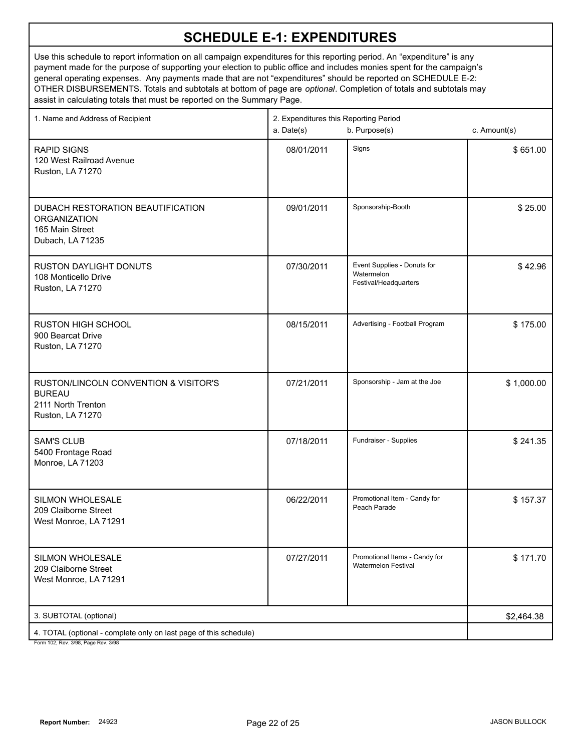# SCHEDULE E-1: EXPENDITURES

Use this schedule to report information on all campaign expenditures for this reporting period. An "expenditure" is any payment made for the purpose of supporting your election to public office and includes monies spent for the campaign's general operating expenses. Any payments made that are not "expenditures" should be reported on SCHEDULE E-2: OTHER DISBURSEMENTS. Totals and subtotals at bottom of page are *optional*. Completion of totals and subtotals may assist in calculating totals that must be reported on the Summary Page.

| 1. Name and Address of Recipient | 2. Expenditures this Reporting Period a. Date(s) | b. Purpose(s) | c. Amount(s) |
|---|---|---|---|
| RAPID SIGNS<br>120 West Railroad Avenue<br>Ruston, LA 71270 | 08/01/2011 | Signs | $ 651.00 |
| DUBACH RESTORATION BEAUTIFICATION ORGANIZATION<br>165 Main Street<br>Dubach, LA 71235 | 09/01/2011 | Sponsorship-Booth | $ 25.00 |
| RUSTON DAYLIGHT DONUTS<br>108 Monticello Drive<br>Ruston, LA 71270 | 07/30/2011 | Event Supplies - Donuts for Watermelon Festival/Headquarters | $ 42.96 |
| RUSTON HIGH SCHOOL<br>900 Bearcat Drive<br>Ruston, LA 71270 | 08/15/2011 | Advertising - Football Program | $ 175.00 |
| RUSTON/LINCOLN CONVENTION & VISITOR'S BUREAU<br>2111 North Trenton<br>Ruston, LA 71270 | 07/21/2011 | Sponsorship - Jam at the Joe | $ 1,000.00 |
| SAM'S CLUB<br>5400 Frontage Road<br>Monroe, LA 71203 | 07/18/2011 | Fundraiser - Supplies | $ 241.35 |
| SILMON WHOLESALE<br>209 Claiborne Street<br>West Monroe, LA 71291 | 06/22/2011 | Promotional Item - Candy for Peach Parade | $ 157.37 |
| SILMON WHOLESALE<br>209 Claiborne Street<br>West Monroe, LA 71291 | 07/27/2011 | Promotional Items - Candy for Watermelon Festival | $ 171.70 |
| 3. SUBTOTAL (optional) | | | $2,464.38 |
| 4. TOTAL (optional - complete only on last page of this schedule) | | | |

Form 102, Rev. 3/98, Page Rev. 3/98

**Report Number:** 24923

JASON BULLOCK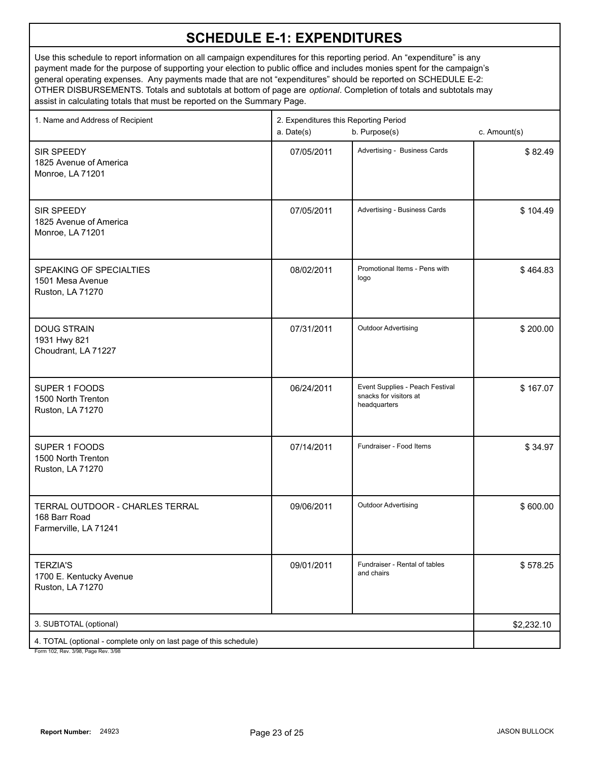# SCHEDULE E-1: EXPENDITURES

Use this schedule to report information on all campaign expenditures for this reporting period. An "expenditure" is any payment made for the purpose of supporting your election to public office and includes monies spent for the campaign's general operating expenses. Any payments made that are not "expenditures" should be reported on SCHEDULE E-2: OTHER DISBURSEMENTS. Totals and subtotals at bottom of page are *optional*. Completion of totals and subtotals may assist in calculating totals that must be reported on the Summary Page.

| 1. Name and Address of Recipient | 2. Expenditures this Reporting Period a. Date(s) | b. Purpose(s) | c. Amount(s) |
|---|---|---|---|
| SIR SPEEDY<br>1825 Avenue of America<br>Monroe, LA 71201 | 07/05/2011 | Advertising - Business Cards | $ 82.49 |
| SIR SPEEDY<br>1825 Avenue of America<br>Monroe, LA 71201 | 07/05/2011 | Advertising - Business Cards | $ 104.49 |
| SPEAKING OF SPECIALTIES<br>1501 Mesa Avenue<br>Ruston, LA 71270 | 08/02/2011 | Promotional Items - Pens with logo | $ 464.83 |
| DOUG STRAIN<br>1931 Hwy 821<br>Choudrant, LA 71227 | 07/31/2011 | Outdoor Advertising | $ 200.00 |
| SUPER 1 FOODS<br>1500 North Trenton<br>Ruston, LA 71270 | 06/24/2011 | Event Supplies - Peach Festival snacks for visitors at headquarters | $ 167.07 |
| SUPER 1 FOODS<br>1500 North Trenton<br>Ruston, LA 71270 | 07/14/2011 | Fundraiser - Food Items | $ 34.97 |
| TERRAL OUTDOOR - CHARLES TERRAL<br>168 Barr Road<br>Farmerville, LA 71241 | 09/06/2011 | Outdoor Advertising | $ 600.00 |
| TERZIA'S<br>1700 E. Kentucky Avenue<br>Ruston, LA 71270 | 09/01/2011 | Fundraiser - Rental of tables and chairs | $ 578.25 |
| 3. SUBTOTAL (optional) | | | $2,232.10 |
| 4. TOTAL (optional - complete only on last page of this schedule) | | | |

Form 102, Rev. 3/98, Page Rev. 3/98

Report Number: 24923

JASON BULLOCK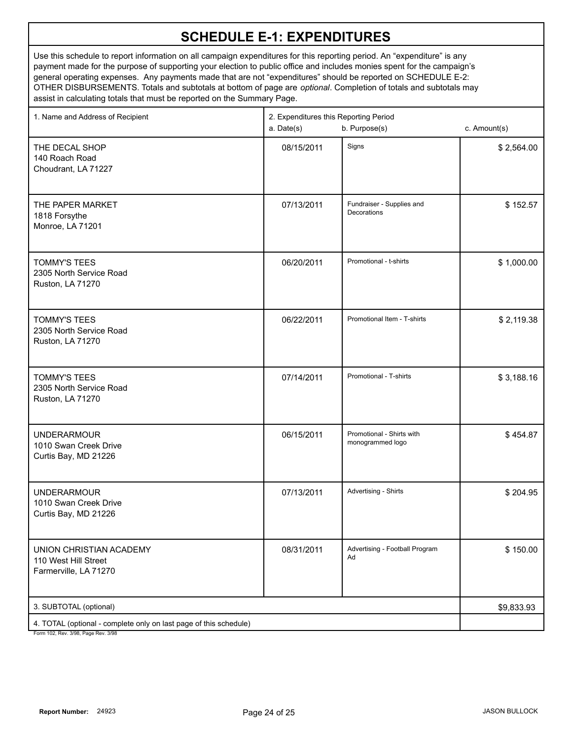# SCHEDULE E-1: EXPENDITURES

Use this schedule to report information on all campaign expenditures for this reporting period. An "expenditure" is any payment made for the purpose of supporting your election to public office and includes monies spent for the campaign's general operating expenses. Any payments made that are not "expenditures" should be reported on SCHEDULE E-2: OTHER DISBURSEMENTS. Totals and subtotals at bottom of page are *optional*. Completion of totals and subtotals may assist in calculating totals that must be reported on the Summary Page.

| 1. Name and Address of Recipient | 2. Expenditures this Reporting Period a. Date(s) | b. Purpose(s) | c. Amount(s) |
|---|---|---|---|
| THE DECAL SHOP<br>140 Roach Road<br>Choudrant, LA 71227 | 08/15/2011 | Signs | $ 2,564.00 |
| THE PAPER MARKET<br>1818 Forsythe<br>Monroe, LA 71201 | 07/13/2011 | Fundraiser - Supplies and Decorations | $ 152.57 |
| TOMMY'S TEES<br>2305 North Service Road<br>Ruston, LA 71270 | 06/20/2011 | Promotional - t-shirts | $ 1,000.00 |
| TOMMY'S TEES<br>2305 North Service Road<br>Ruston, LA 71270 | 06/22/2011 | Promotional Item - T-shirts | $ 2,119.38 |
| TOMMY'S TEES<br>2305 North Service Road<br>Ruston, LA 71270 | 07/14/2011 | Promotional - T-shirts | $ 3,188.16 |
| UNDERARMOUR<br>1010 Swan Creek Drive<br>Curtis Bay, MD 21226 | 06/15/2011 | Promotional - Shirts with monogrammed logo | $ 454.87 |
| UNDERARMOUR<br>1010 Swan Creek Drive<br>Curtis Bay, MD 21226 | 07/13/2011 | Advertising - Shirts | $ 204.95 |
| UNION CHRISTIAN ACADEMY<br>110 West Hill Street<br>Farmerville, LA 71270 | 08/31/2011 | Advertising - Football Program Ad | $ 150.00 |
| 3. SUBTOTAL (optional) | | | $9,833.93 |
| 4. TOTAL (optional - complete only on last page of this schedule) | | | |

Form 102, Rev. 3/98, Page Rev. 3/98

Report Number: 24923

JASON BULLOCK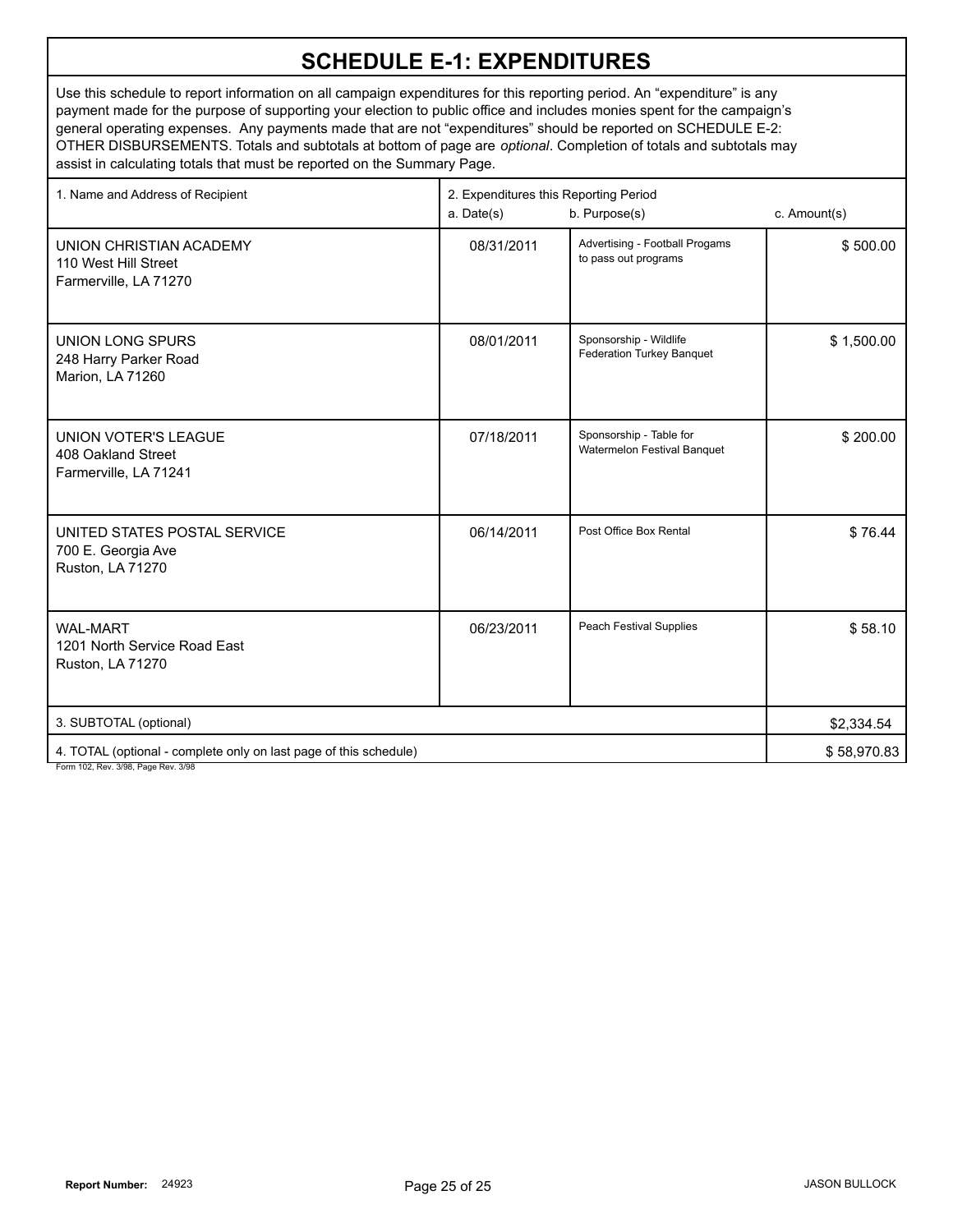# SCHEDULE E-1: EXPENDITURES

Use this schedule to report information on all campaign expenditures for this reporting period. An "expenditure" is any payment made for the purpose of supporting your election to public office and includes monies spent for the campaign's general operating expenses. Any payments made that are not "expenditures" should be reported on SCHEDULE E-2: OTHER DISBURSEMENTS. Totals and subtotals at bottom of page are *optional*. Completion of totals and subtotals may assist in calculating totals that must be reported on the Summary Page.

| 1. Name and Address of Recipient | 2. Expenditures this Reporting Period a. Date(s) | b. Purpose(s) | c. Amount(s) |
|---|---|---|---|
| UNION CHRISTIAN ACADEMY<br>110 West Hill Street<br>Farmerville, LA 71270 | 08/31/2011 | Advertising - Football Progams to pass out programs | $ 500.00 |
| UNION LONG SPURS<br>248 Harry Parker Road<br>Marion, LA 71260 | 08/01/2011 | Sponsorship - Wildlife Federation Turkey Banquet | $ 1,500.00 |
| UNION VOTER'S LEAGUE<br>408 Oakland Street<br>Farmerville, LA 71241 | 07/18/2011 | Sponsorship - Table for Watermelon Festival Banquet | $ 200.00 |
| UNITED STATES POSTAL SERVICE<br>700 E. Georgia Ave<br>Ruston, LA 71270 | 06/14/2011 | Post Office Box Rental | $ 76.44 |
| WAL-MART<br>1201 North Service Road East<br>Ruston, LA 71270 | 06/23/2011 | Peach Festival Supplies | $ 58.10 |
| 3. SUBTOTAL (optional) | | | $2,334.54 |
| 4. TOTAL (optional - complete only on last page of this schedule) | | | $ 58,970.83 |

Form 102, Rev. 3/98, Page Rev. 3/98

**Report Number:** 24923

JASON BULLOCK